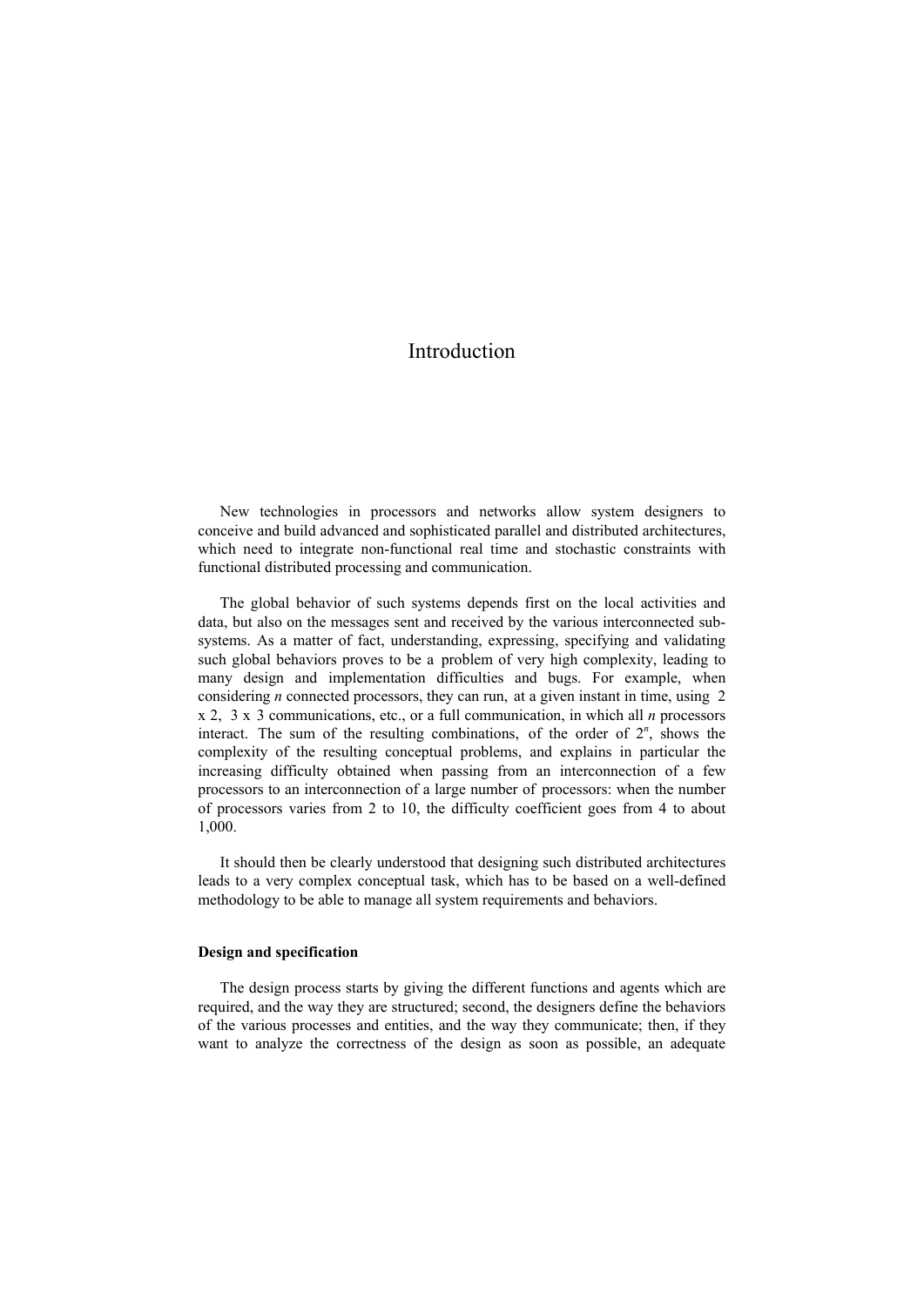# Introduction

New technologies in processors and networks allow system designers to conceive and build advanced and sophisticated parallel and distributed architectures, which need to integrate non-functional real time and stochastic constraints with functional distributed processing and communication.

The global behavior of such systems depends first on the local activities and data, but also on the messages sent and received by the various interconnected sub-systems. As a matter of fact, understanding, expressing, specifying and validating such global behaviors proves to be a problem of very high complexity, leading to many design and implementation difficulties and bugs. For example, when considering *n* connected processors, they can run, at a given instant in time, using 2 x 2, 3 x 3 communications, etc., or a full communication, in which all *n* processors interact. The sum of the resulting combinations, of the order of $2^n$, shows the complexity of the resulting conceptual problems, and explains in particular the increasing difficulty obtained when passing from an interconnection of a few processors to an interconnection of a large number of processors: when the number of processors varies from 2 to 10, the difficulty coefficient goes from 4 to about 1,000.

It should then be clearly understood that designing such distributed architectures leads to a very complex conceptual task, which has to be based on a well-defined methodology to be able to manage all system requirements and behaviors.

### Design and specification

The design process starts by giving the different functions and agents which are required, and the way they are structured; second, the designers define the behaviors of the various processes and entities, and the way they communicate; then, if they want to analyze the correctness of the design as soon as possible, an adequate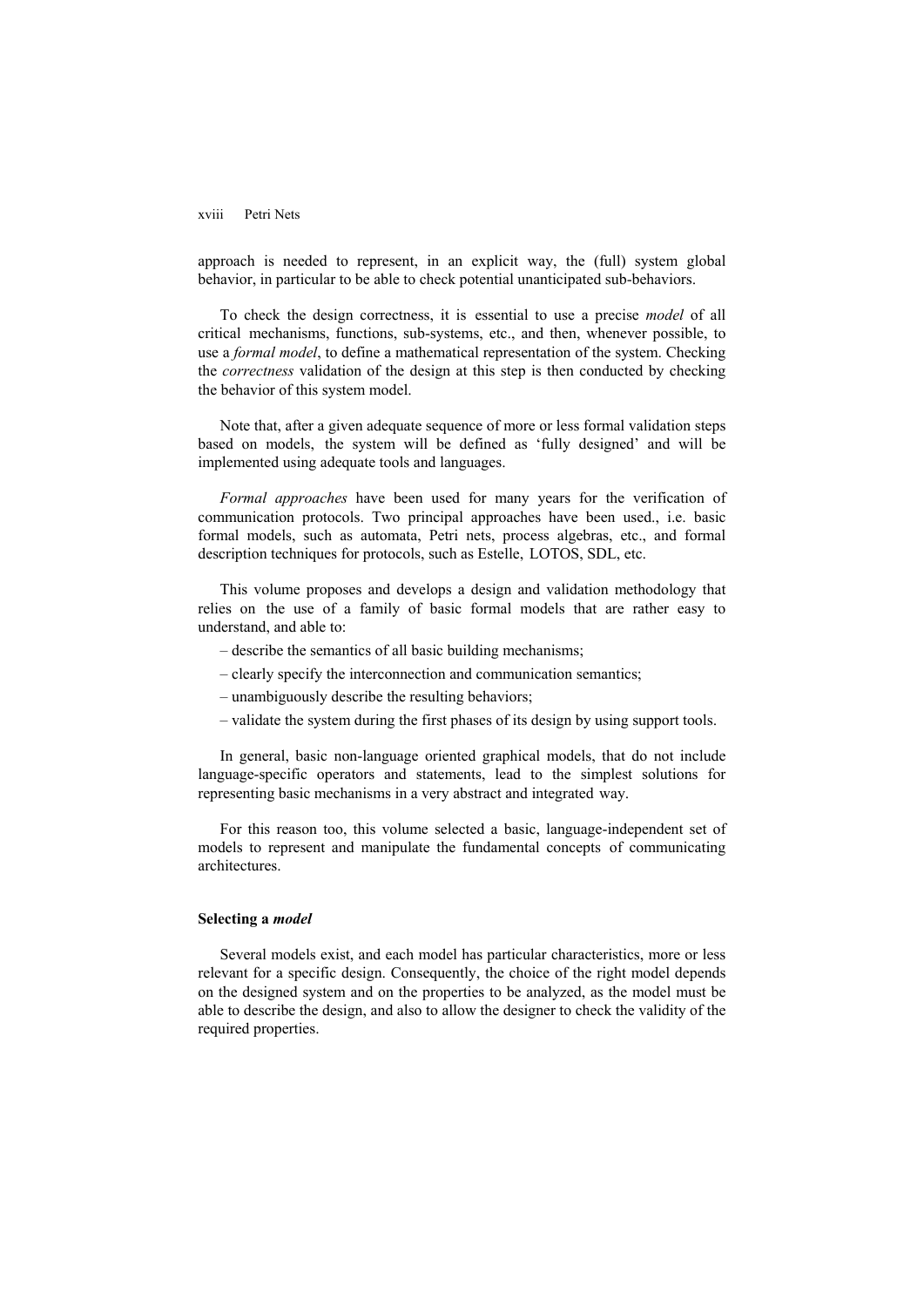approach is needed to represent, in an explicit way, the (full) system global behavior, in particular to be able to check potential unanticipated sub-behaviors.

To check the design correctness, it is essential to use a precise *model* of all critical mechanisms, functions, sub-systems, etc., and then, whenever possible, to use a *formal model*, to define a mathematical representation of the system. Checking the *correctness* validation of the design at this step is then conducted by checking the behavior of this system model.

Note that, after a given adequate sequence of more or less formal validation steps based on models, the system will be defined as 'fully designed' and will be implemented using adequate tools and languages.

*Formal approaches* have been used for many years for the verification of communication protocols. Two principal approaches have been used., i.e. basic formal models, such as automata, Petri nets, process algebras, etc., and formal description techniques for protocols, such as Estelle, LOTOS, SDL, etc.

This volume proposes and develops a design and validation methodology that relies on the use of a family of basic formal models that are rather easy to understand, and able to:

– describe the semantics of all basic building mechanisms;

– clearly specify the interconnection and communication semantics;

– unambiguously describe the resulting behaviors;

– validate the system during the first phases of its design by using support tools.

In general, basic non-language oriented graphical models, that do not include language-specific operators and statements, lead to the simplest solutions for representing basic mechanisms in a very abstract and integrated way.

For this reason too, this volume selected a basic, language-independent set of models to represent and manipulate the fundamental concepts of communicating architectures.

**Selecting a *model***

Several models exist, and each model has particular characteristics, more or less relevant for a specific design. Consequently, the choice of the right model depends on the designed system and on the properties to be analyzed, as the model must be able to describe the design, and also to allow the designer to check the validity of the required properties.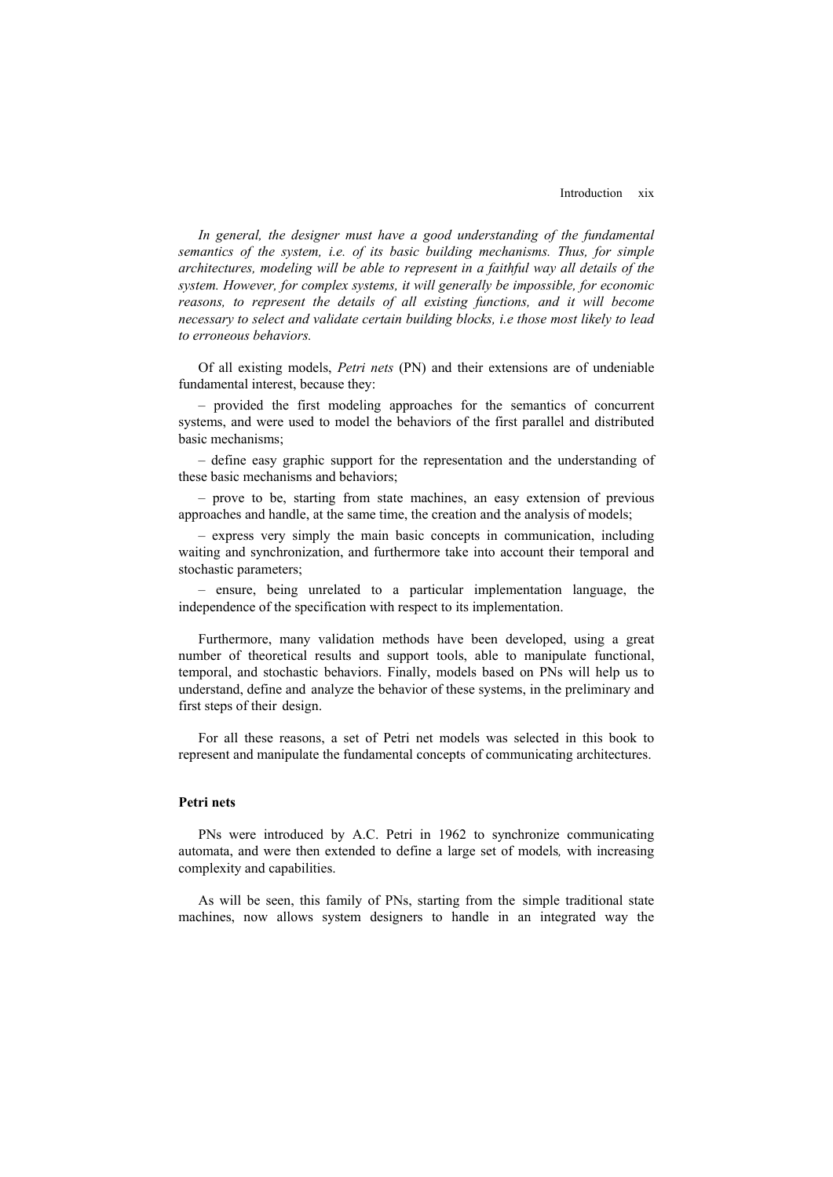*In general, the designer must have a good understanding of the fundamental semantics of the system, i.e. of its basic building mechanisms. Thus, for simple architectures, modeling will be able to represent in a faithful way all details of the system. However, for complex systems, it will generally be impossible, for economic reasons, to represent the details of all existing functions, and it will become necessary to select and validate certain building blocks, i.e those most likely to lead to erroneous behaviors.*

Of all existing models, *Petri nets* (PN) and their extensions are of undeniable fundamental interest, because they:

– provided the first modeling approaches for the semantics of concurrent systems, and were used to model the behaviors of the first parallel and distributed basic mechanisms;

– define easy graphic support for the representation and the understanding of these basic mechanisms and behaviors;

– prove to be, starting from state machines, an easy extension of previous approaches and handle, at the same time, the creation and the analysis of models;

– express very simply the main basic concepts in communication, including waiting and synchronization, and furthermore take into account their temporal and stochastic parameters;

– ensure, being unrelated to a particular implementation language, the independence of the specification with respect to its implementation.

Furthermore, many validation methods have been developed, using a great number of theoretical results and support tools, able to manipulate functional, temporal, and stochastic behaviors. Finally, models based on PNs will help us to understand, define and analyze the behavior of these systems, in the preliminary and first steps of their design.

For all these reasons, a set of Petri net models was selected in this book to represent and manipulate the fundamental concepts of communicating architectures.

**Petri nets**

PNs were introduced by A.C. Petri in 1962 to synchronize communicating automata, and were then extended to define a large set of models*,* with increasing complexity and capabilities.

As will be seen, this family of PNs, starting from the simple traditional state machines, now allows system designers to handle in an integrated way the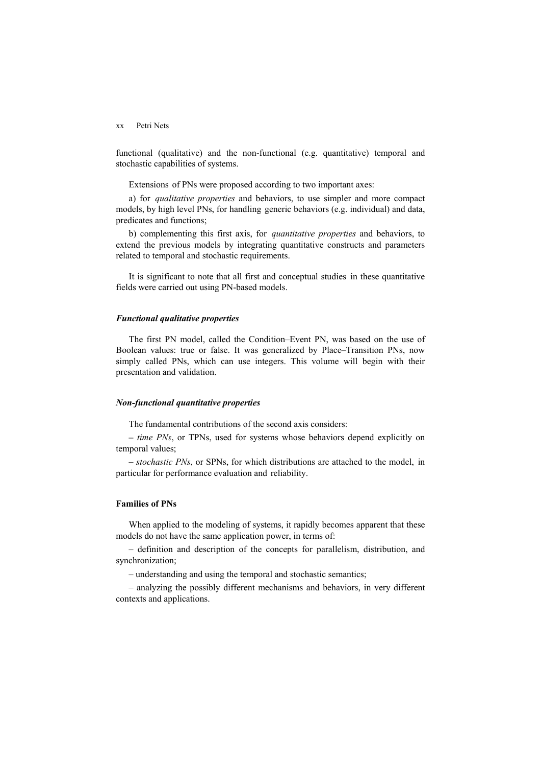functional (qualitative) and the non-functional (e.g. quantitative) temporal and stochastic capabilities of systems.

Extensions of PNs were proposed according to two important axes:

a) for *qualitative properties* and behaviors, to use simpler and more compact models, by high level PNs, for handling generic behaviors (e.g. individual) and data, predicates and functions;

b) complementing this first axis, for *quantitative properties* and behaviors, to extend the previous models by integrating quantitative constructs and parameters related to temporal and stochastic requirements.

It is significant to note that all first and conceptual studies in these quantitative fields were carried out using PN-based models.

#### *Functional qualitative properties*

The first PN model, called the Condition–Event PN, was based on the use of Boolean values: true or false. It was generalized by Place–Transition PNs, now simply called PNs, which can use integers. This volume will begin with their presentation and validation.

#### *Non-functional quantitative properties*

The fundamental contributions of the second axis considers:

– *time PNs*, or TPNs, used for systems whose behaviors depend explicitly on temporal values;

– *stochastic PNs*, or SPNs, for which distributions are attached to the model, in particular for performance evaluation and reliability.

### Families of PNs

When applied to the modeling of systems, it rapidly becomes apparent that these models do not have the same application power, in terms of:

– definition and description of the concepts for parallelism, distribution, and synchronization;

– understanding and using the temporal and stochastic semantics;

– analyzing the possibly different mechanisms and behaviors, in very different contexts and applications.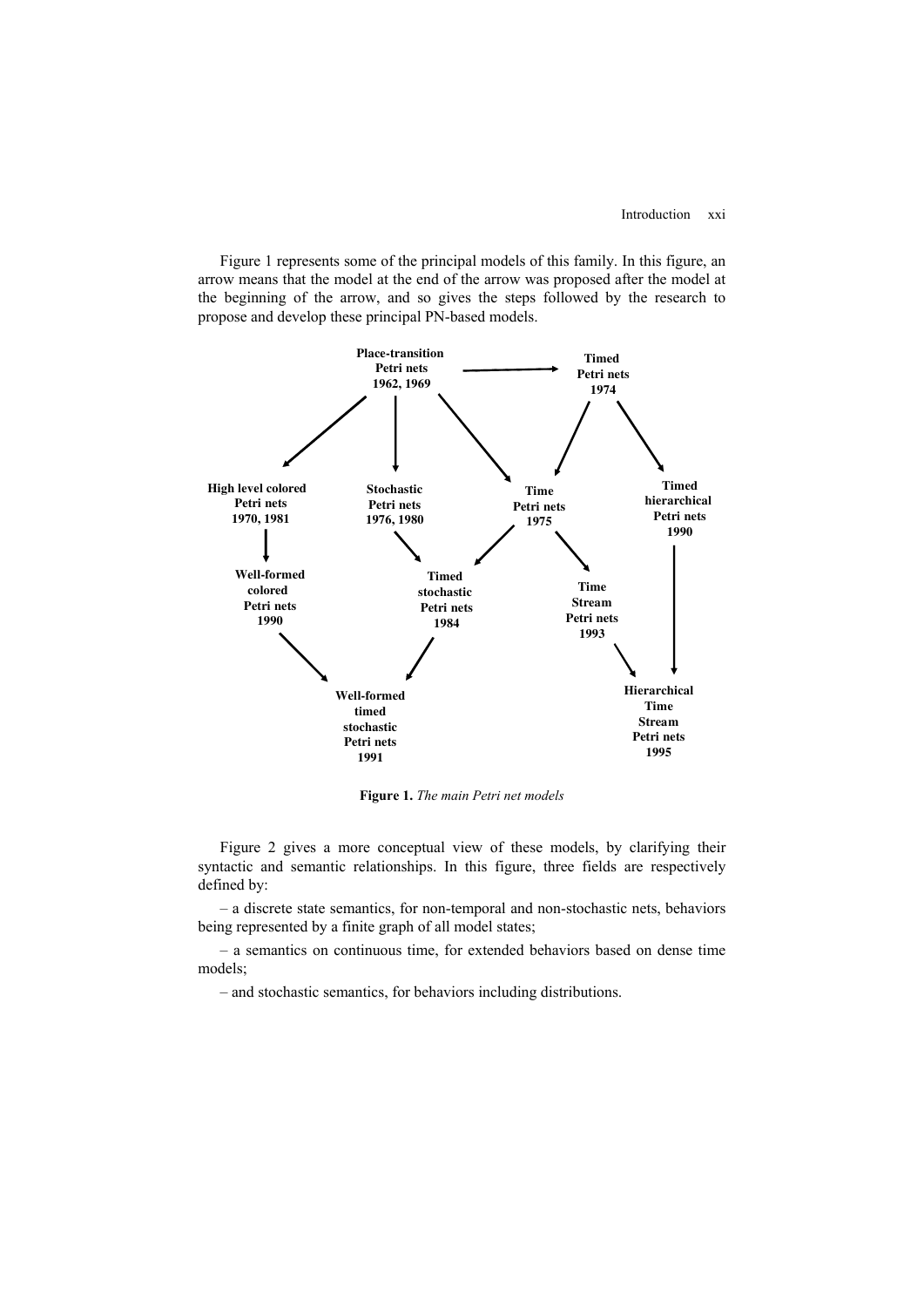Figure 1 represents some of the principal models of this family. In this figure, an arrow means that the model at the end of the arrow was proposed after the model at the beginning of the arrow, and so gives the steps followed by the research to propose and develop these principal PN-based models.

**Figure 1.** *The main Petri net models*

Figure 2 gives a more conceptual view of these models, by clarifying their syntactic and semantic relationships. In this figure, three fields are respectively defined by:

– a discrete state semantics, for non-temporal and non-stochastic nets, behaviors being represented by a finite graph of all model states;

– a semantics on continuous time, for extended behaviors based on dense time models;

– and stochastic semantics, for behaviors including distributions.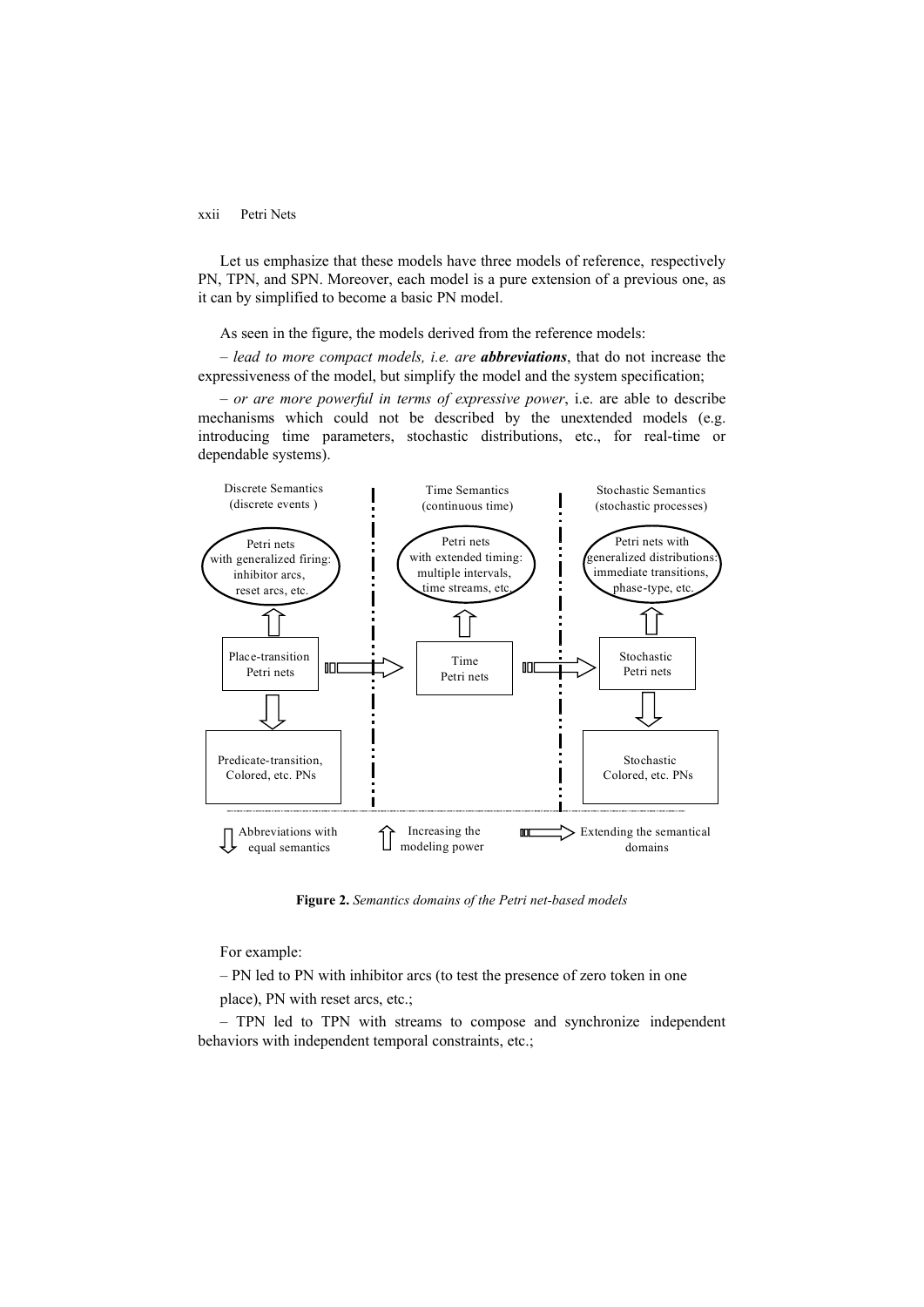Let us emphasize that these models have three models of reference, respectively PN, TPN, and SPN. Moreover, each model is a pure extension of a previous one, as it can by simplified to become a basic PN model.

As seen in the figure, the models derived from the reference models:

– *lead to more compact models, i.e. are* ***abbreviations***, that do not increase the expressiveness of the model, but simplify the model and the system specification;

– *or are more powerful in terms of expressive power*, i.e. are able to describe mechanisms which could not be described by the unextended models (e.g. introducing time parameters, stochastic distributions, etc., for real-time or dependable systems).

Discrete Semantics (discrete events)

Time Semantics (continuous time)

Stochastic Semantics (stochastic processes)

Petri nets with generalized firing: inhibitor arcs, reset arcs, etc.

Petri nets with extended timing: multiple intervals, time streams, etc.

Petri nets with generalized distributions: immediate transitions, phase-type, etc.

Place-transition Petri nets

Time Petri nets

Stochastic Petri nets

Predicate-transition, Colored, etc. PNs

Stochastic Colored, etc. PNs

Abbreviations with equal semantics

Increasing the modeling power

Extending the semantical domains

**Figure 2.** *Semantics domains of the Petri net-based models*

For example:

– PN led to PN with inhibitor arcs (to test the presence of zero token in one place), PN with reset arcs, etc.;

– TPN led to TPN with streams to compose and synchronize independent behaviors with independent temporal constraints, etc.;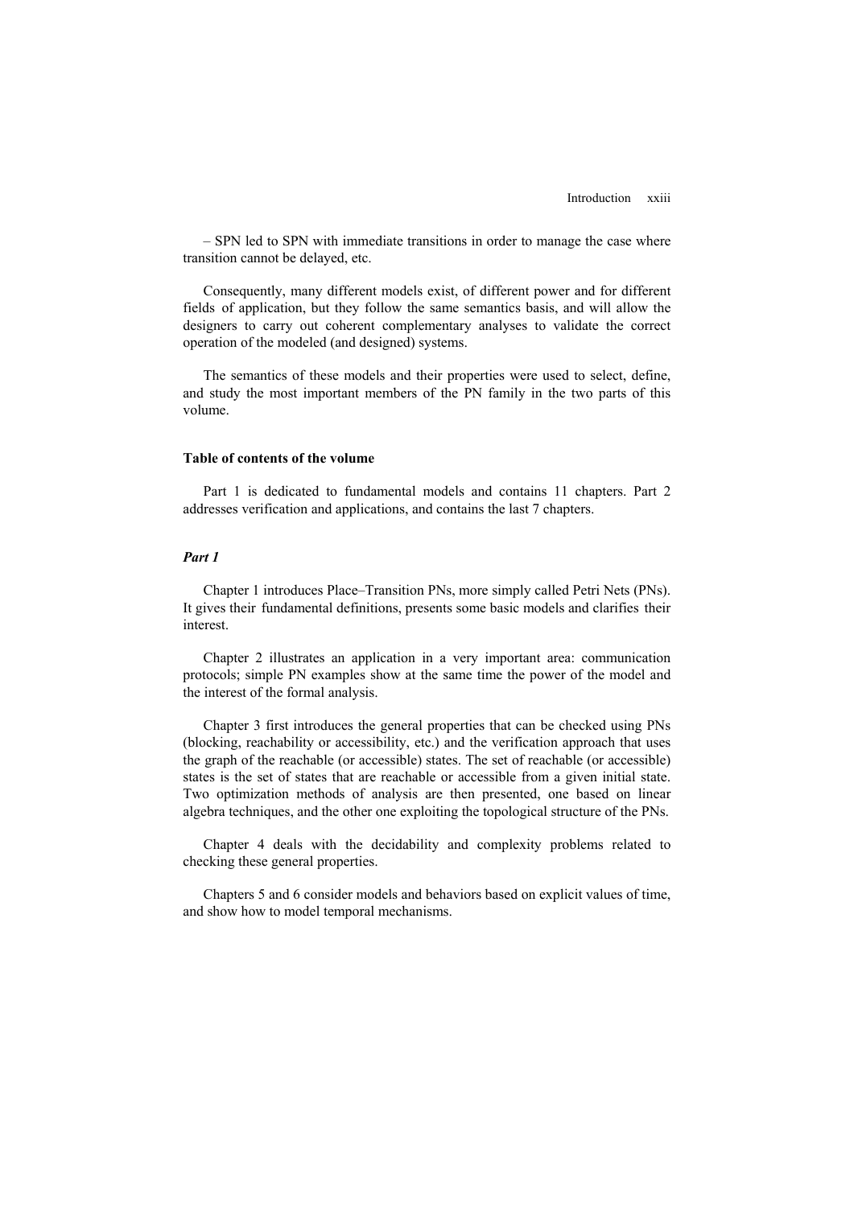– SPN led to SPN with immediate transitions in order to manage the case where transition cannot be delayed, etc.

Consequently, many different models exist, of different power and for different fields of application, but they follow the same semantics basis, and will allow the designers to carry out coherent complementary analyses to validate the correct operation of the modeled (and designed) systems.

The semantics of these models and their properties were used to select, define, and study the most important members of the PN family in the two parts of this volume.

**Table of contents of the volume**

Part 1 is dedicated to fundamental models and contains 11 chapters. Part 2 addresses verification and applications, and contains the last 7 chapters.

***Part 1***

Chapter 1 introduces Place–Transition PNs, more simply called Petri Nets (PNs). It gives their fundamental definitions, presents some basic models and clarifies their interest.

Chapter 2 illustrates an application in a very important area: communication protocols; simple PN examples show at the same time the power of the model and the interest of the formal analysis.

Chapter 3 first introduces the general properties that can be checked using PNs (blocking, reachability or accessibility, etc.) and the verification approach that uses the graph of the reachable (or accessible) states. The set of reachable (or accessible) states is the set of states that are reachable or accessible from a given initial state. Two optimization methods of analysis are then presented, one based on linear algebra techniques, and the other one exploiting the topological structure of the PNs.

Chapter 4 deals with the decidability and complexity problems related to checking these general properties.

Chapters 5 and 6 consider models and behaviors based on explicit values of time, and show how to model temporal mechanisms.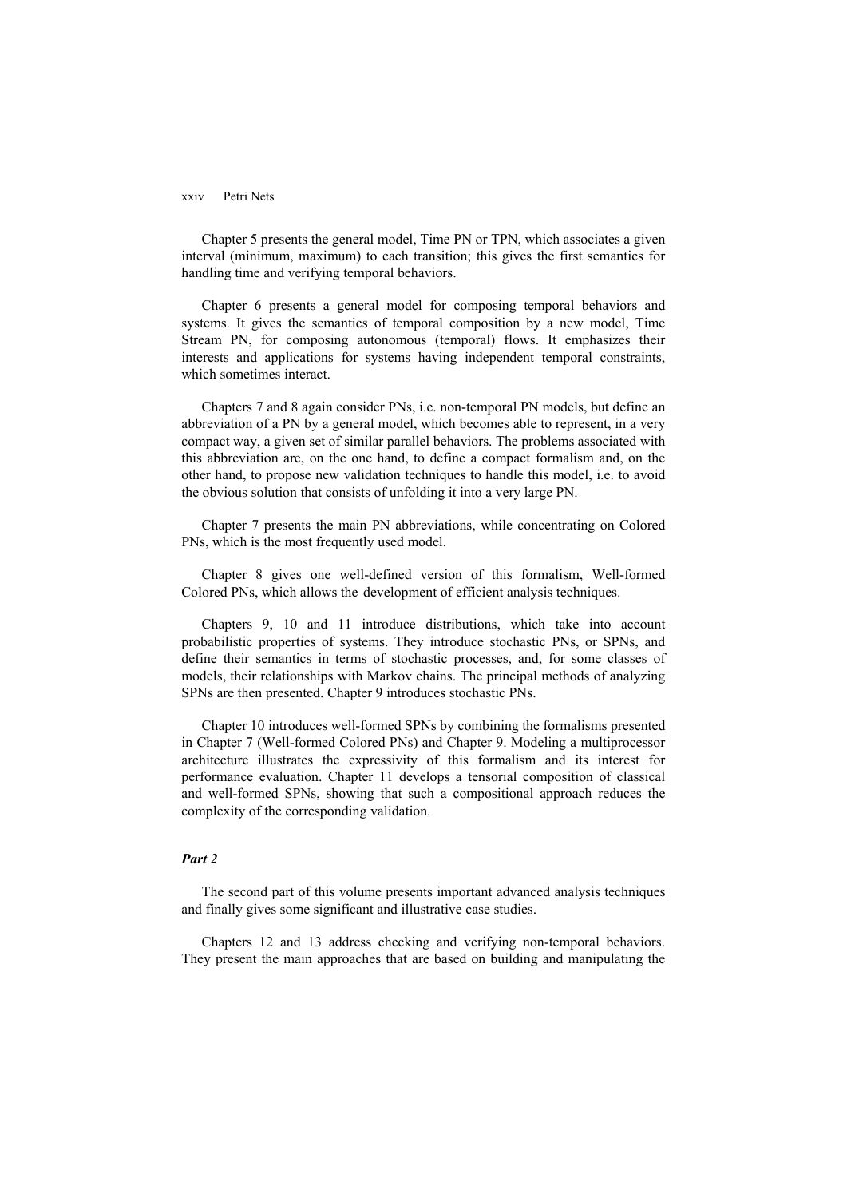Chapter 5 presents the general model, Time PN or TPN, which associates a given interval (minimum, maximum) to each transition; this gives the first semantics for handling time and verifying temporal behaviors.

Chapter 6 presents a general model for composing temporal behaviors and systems. It gives the semantics of temporal composition by a new model, Time Stream PN, for composing autonomous (temporal) flows. It emphasizes their interests and applications for systems having independent temporal constraints, which sometimes interact.

Chapters 7 and 8 again consider PNs, i.e. non-temporal PN models, but define an abbreviation of a PN by a general model, which becomes able to represent, in a very compact way, a given set of similar parallel behaviors. The problems associated with this abbreviation are, on the one hand, to define a compact formalism and, on the other hand, to propose new validation techniques to handle this model, i.e. to avoid the obvious solution that consists of unfolding it into a very large PN.

Chapter 7 presents the main PN abbreviations, while concentrating on Colored PNs, which is the most frequently used model.

Chapter 8 gives one well-defined version of this formalism, Well-formed Colored PNs, which allows the development of efficient analysis techniques.

Chapters 9, 10 and 11 introduce distributions, which take into account probabilistic properties of systems. They introduce stochastic PNs, or SPNs, and define their semantics in terms of stochastic processes, and, for some classes of models, their relationships with Markov chains. The principal methods of analyzing SPNs are then presented. Chapter 9 introduces stochastic PNs.

Chapter 10 introduces well-formed SPNs by combining the formalisms presented in Chapter 7 (Well-formed Colored PNs) and Chapter 9. Modeling a multiprocessor architecture illustrates the expressivity of this formalism and its interest for performance evaluation. Chapter 11 develops a tensorial composition of classical and well-formed SPNs, showing that such a compositional approach reduces the complexity of the corresponding validation.

### *Part 2*

The second part of this volume presents important advanced analysis techniques and finally gives some significant and illustrative case studies.

Chapters 12 and 13 address checking and verifying non-temporal behaviors. They present the main approaches that are based on building and manipulating the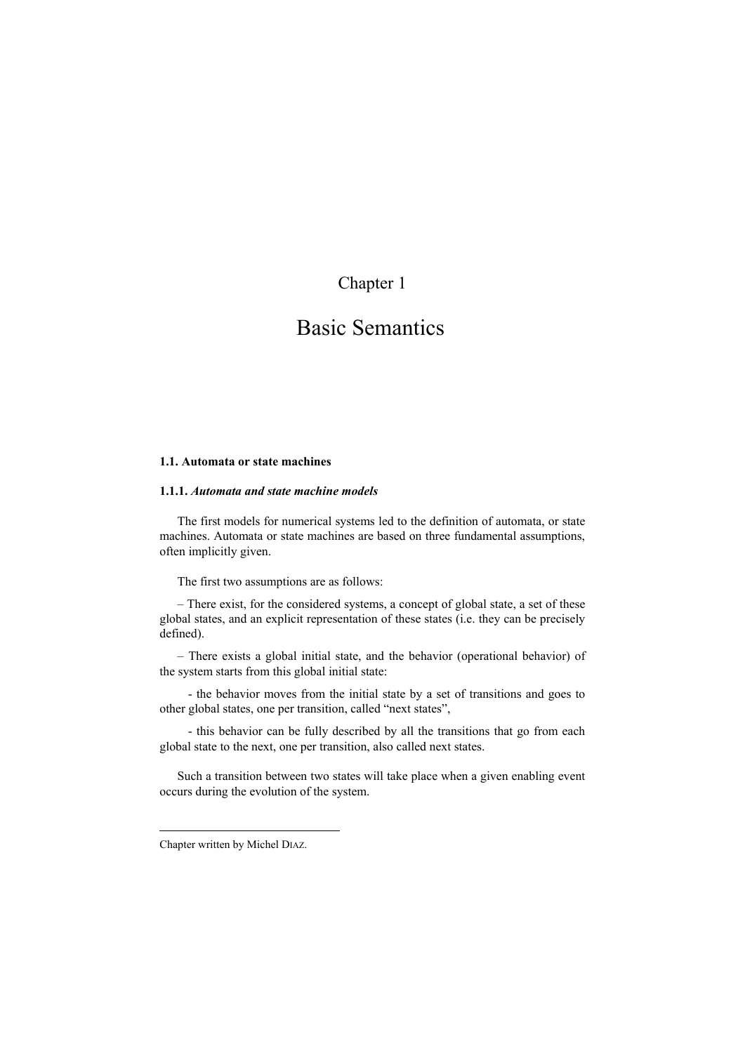# Chapter 1

# Basic Semantics

### 1.1. Automata or state machines

#### 1.1.1. *Automata and state machine models*

The first models for numerical systems led to the definition of automata, or state machines. Automata or state machines are based on three fundamental assumptions, often implicitly given.

The first two assumptions are as follows:

– There exist, for the considered systems, a concept of global state, a set of these global states, and an explicit representation of these states (i.e. they can be precisely defined).

– There exists a global initial state, and the behavior (operational behavior) of the system starts from this global initial state:

- the behavior moves from the initial state by a set of transitions and goes to other global states, one per transition, called "next states",

- this behavior can be fully described by all the transitions that go from each global state to the next, one per transition, also called next states.

Such a transition between two states will take place when a given enabling event occurs during the evolution of the system.

---

Chapter written by Michel DIAZ.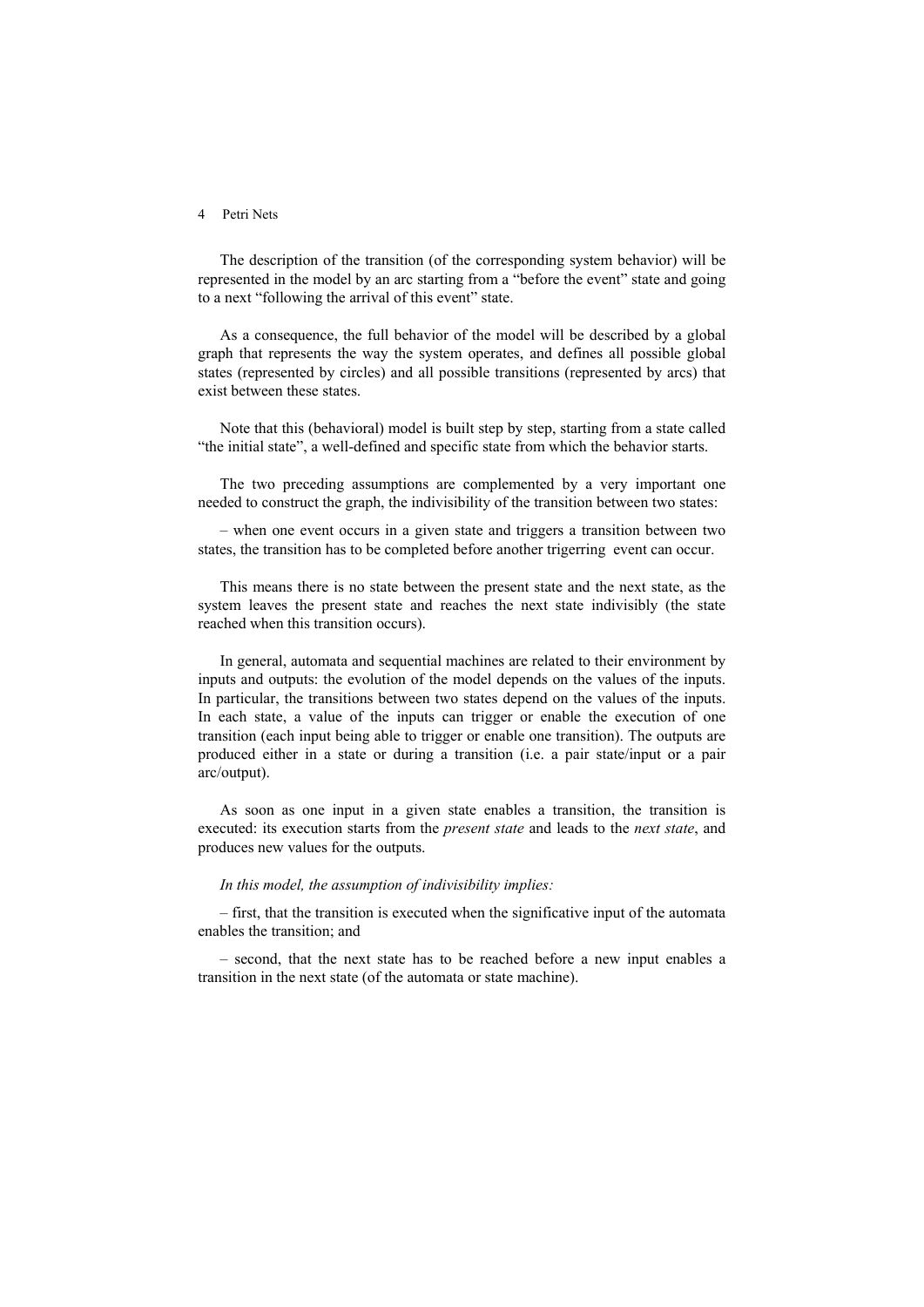The description of the transition (of the corresponding system behavior) will be represented in the model by an arc starting from a "before the event" state and going to a next "following the arrival of this event" state.

As a consequence, the full behavior of the model will be described by a global graph that represents the way the system operates, and defines all possible global states (represented by circles) and all possible transitions (represented by arcs) that exist between these states.

Note that this (behavioral) model is built step by step, starting from a state called "the initial state", a well-defined and specific state from which the behavior starts.

The two preceding assumptions are complemented by a very important one needed to construct the graph, the indivisibility of the transition between two states:

– when one event occurs in a given state and triggers a transition between two states, the transition has to be completed before another trigerring event can occur.

This means there is no state between the present state and the next state, as the system leaves the present state and reaches the next state indivisibly (the state reached when this transition occurs).

In general, automata and sequential machines are related to their environment by inputs and outputs: the evolution of the model depends on the values of the inputs. In particular, the transitions between two states depend on the values of the inputs. In each state, a value of the inputs can trigger or enable the execution of one transition (each input being able to trigger or enable one transition). The outputs are produced either in a state or during a transition (i.e. a pair state/input or a pair arc/output).

As soon as one input in a given state enables a transition, the transition is executed: its execution starts from the *present state* and leads to the *next state*, and produces new values for the outputs.

*In this model, the assumption of indivisibility implies:*

– first, that the transition is executed when the significative input of the automata enables the transition; and

– second, that the next state has to be reached before a new input enables a transition in the next state (of the automata or state machine).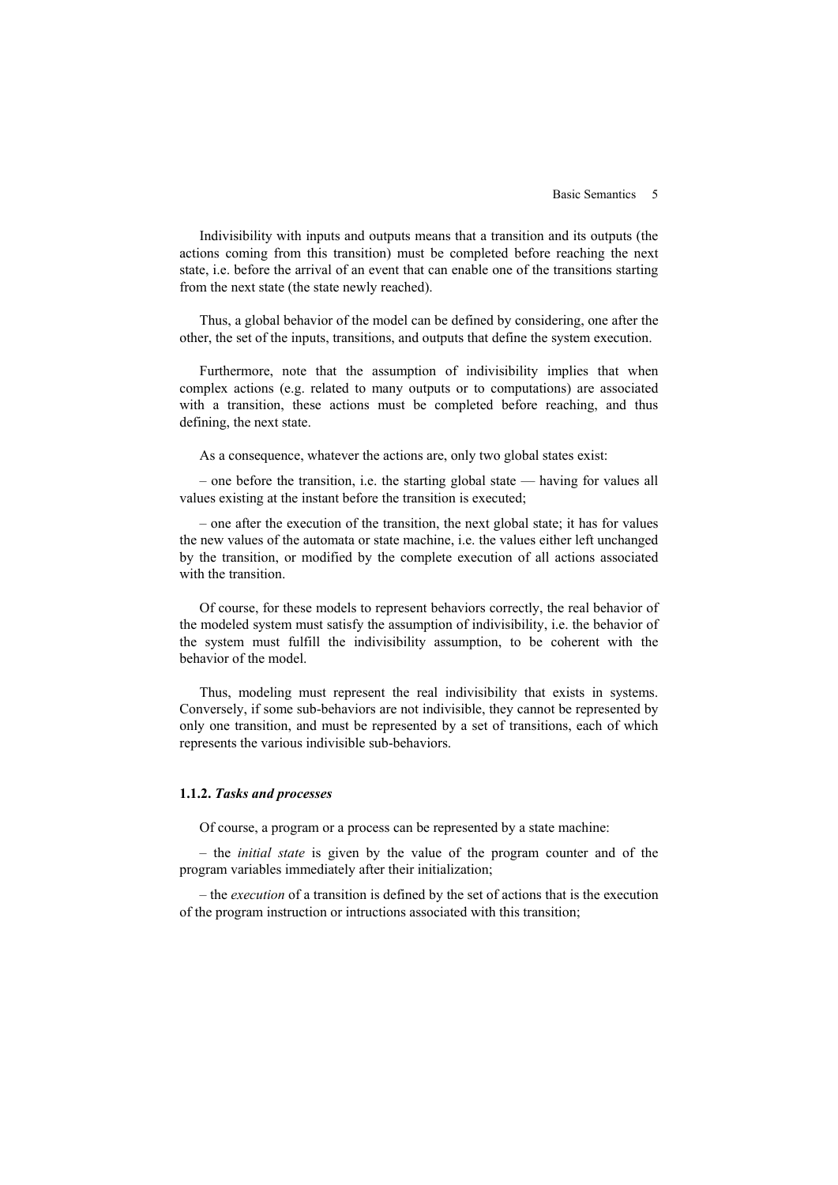Indivisibility with inputs and outputs means that a transition and its outputs (the actions coming from this transition) must be completed before reaching the next state, i.e. before the arrival of an event that can enable one of the transitions starting from the next state (the state newly reached).

Thus, a global behavior of the model can be defined by considering, one after the other, the set of the inputs, transitions, and outputs that define the system execution.

Furthermore, note that the assumption of indivisibility implies that when complex actions (e.g. related to many outputs or to computations) are associated with a transition, these actions must be completed before reaching, and thus defining, the next state.

As a consequence, whatever the actions are, only two global states exist:

– one before the transition, i.e. the starting global state — having for values all values existing at the instant before the transition is executed;

– one after the execution of the transition, the next global state; it has for values the new values of the automata or state machine, i.e. the values either left unchanged by the transition, or modified by the complete execution of all actions associated with the transition.

Of course, for these models to represent behaviors correctly, the real behavior of the modeled system must satisfy the assumption of indivisibility, i.e. the behavior of the system must fulfill the indivisibility assumption, to be coherent with the behavior of the model.

Thus, modeling must represent the real indivisibility that exists in systems. Conversely, if some sub-behaviors are not indivisible, they cannot be represented by only one transition, and must be represented by a set of transitions, each of which represents the various indivisible sub-behaviors.

### 1.1.2. *Tasks and processes*

Of course, a program or a process can be represented by a state machine:

– the *initial state* is given by the value of the program counter and of the program variables immediately after their initialization;

– the *execution* of a transition is defined by the set of actions that is the execution of the program instruction or intructions associated with this transition;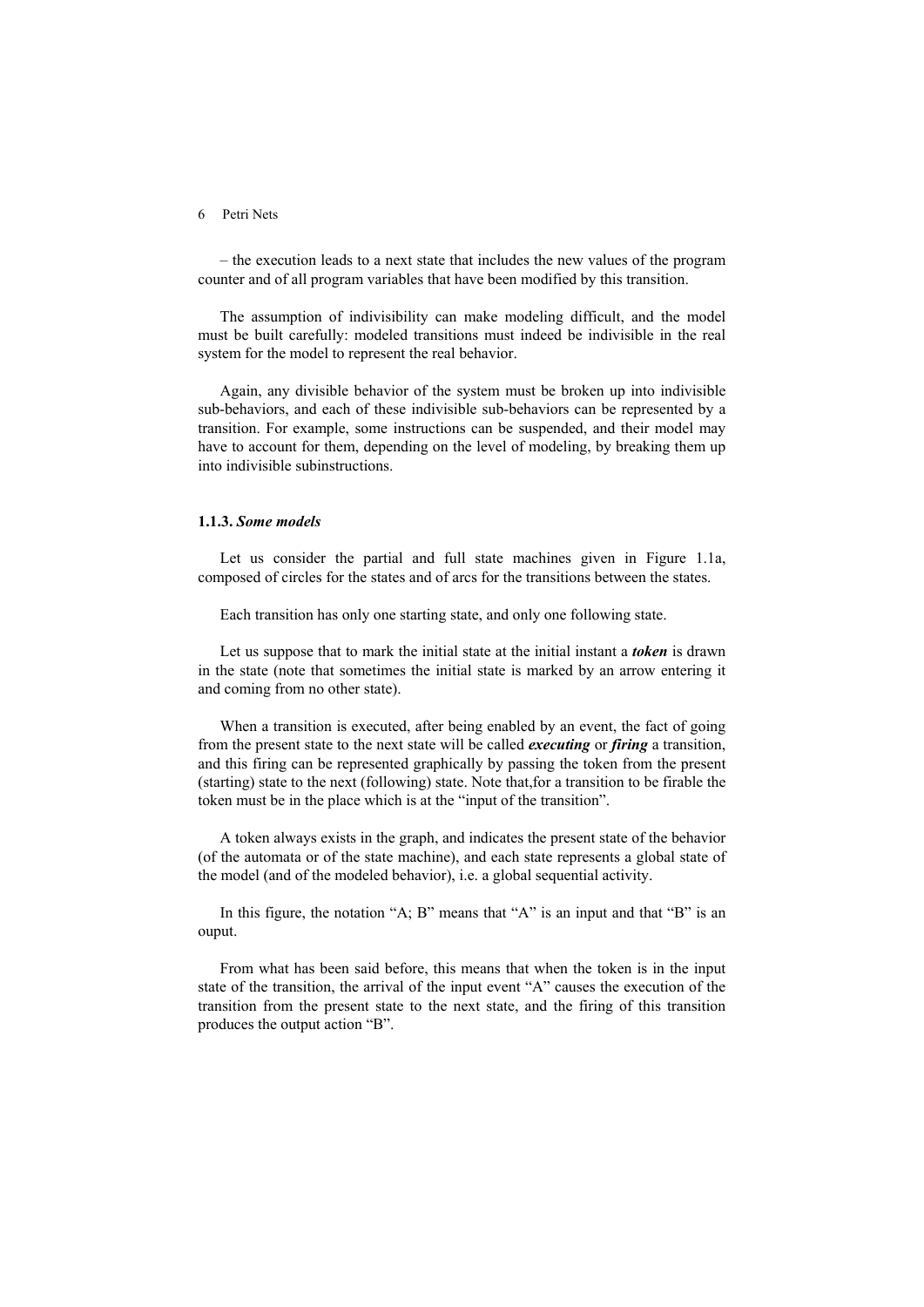– the execution leads to a next state that includes the new values of the program counter and of all program variables that have been modified by this transition.

The assumption of indivisibility can make modeling difficult, and the model must be built carefully: modeled transitions must indeed be indivisible in the real system for the model to represent the real behavior.

Again, any divisible behavior of the system must be broken up into indivisible sub-behaviors, and each of these indivisible sub-behaviors can be represented by a transition. For example, some instructions can be suspended, and their model may have to account for them, depending on the level of modeling, by breaking them up into indivisible subinstructions.

### 1.1.3. *Some models*

Let us consider the partial and full state machines given in Figure 1.1a, composed of circles for the states and of arcs for the transitions between the states.

Each transition has only one starting state, and only one following state.

Let us suppose that to mark the initial state at the initial instant a ***token*** is drawn in the state (note that sometimes the initial state is marked by an arrow entering it and coming from no other state).

When a transition is executed, after being enabled by an event, the fact of going from the present state to the next state will be called ***executing*** or ***firing*** a transition, and this firing can be represented graphically by passing the token from the present (starting) state to the next (following) state. Note that,for a transition to be firable the token must be in the place which is at the "input of the transition".

A token always exists in the graph, and indicates the present state of the behavior (of the automata or of the state machine), and each state represents a global state of the model (and of the modeled behavior), i.e. a global sequential activity.

In this figure, the notation "A; B" means that "A" is an input and that "B" is an ouput.

From what has been said before, this means that when the token is in the input state of the transition, the arrival of the input event "A" causes the execution of the transition from the present state to the next state, and the firing of this transition produces the output action "B".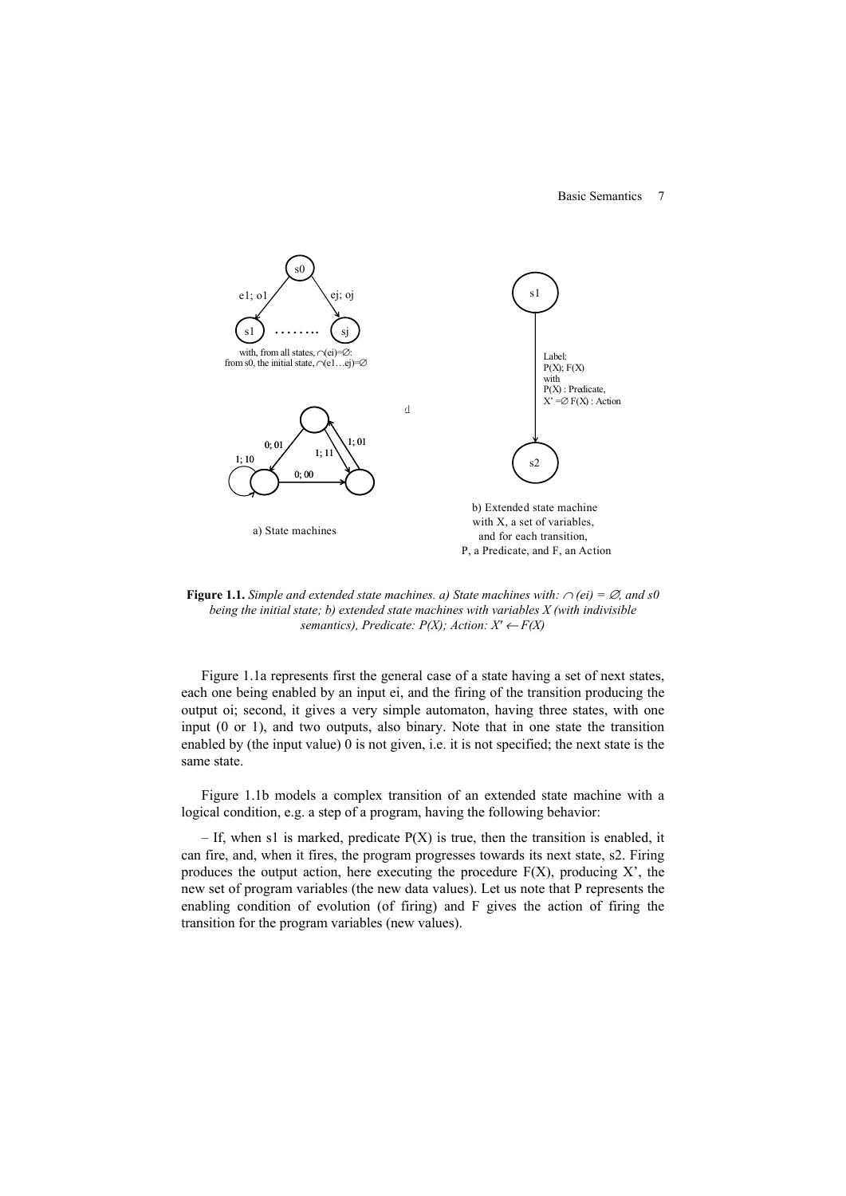**Figure 1.1.** *Simple and extended state machines. a) State machines with: $\cap(ei) = \varnothing$, and s0 being the initial state; b) extended state machines with variables X (with indivisible semantics), Predicate: P(X); Action: $X' \leftarrow F(X)$*

Figure 1.1a represents first the general case of a state having a set of next states, each one being enabled by an input ei, and the firing of the transition producing the output oi; second, it gives a very simple automaton, having three states, with one input (0 or 1), and two outputs, also binary. Note that in one state the transition enabled by (the input value) 0 is not given, i.e. it is not specified; the next state is the same state.

Figure 1.1b models a complex transition of an extended state machine with a logical condition, e.g. a step of a program, having the following behavior:

– If, when s1 is marked, predicate P(X) is true, then the transition is enabled, it can fire, and, when it fires, the program progresses towards its next state, s2. Firing produces the output action, here executing the procedure F(X), producing X', the new set of program variables (the new data values). Let us note that P represents the enabling condition of evolution (of firing) and F gives the action of firing the transition for the program variables (new values).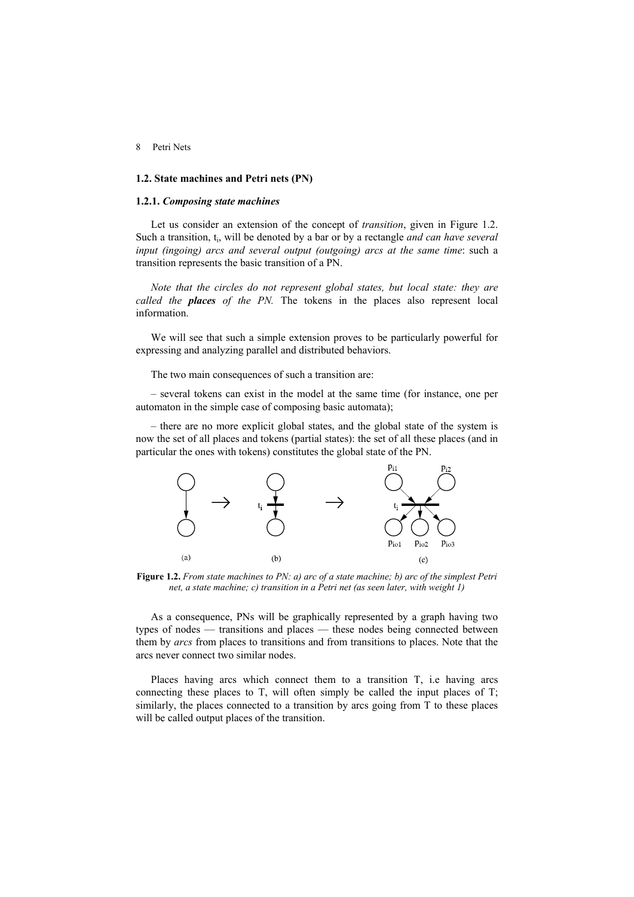## 1.2. State machines and Petri nets (PN)

### 1.2.1. *Composing state machines*

Let us consider an extension of the concept of *transition*, given in Figure 1.2. Such a transition, $t_i$, will be denoted by a bar or by a rectangle *and can have several input (ingoing) arcs and several output (outgoing) arcs at the same time*: such a transition represents the basic transition of a PN.

*Note that the circles do not represent global states, but local state: they are called the **places** of the PN.* The tokens in the places also represent local information.

We will see that such a simple extension proves to be particularly powerful for expressing and analyzing parallel and distributed behaviors.

The two main consequences of such a transition are:

– several tokens can exist in the model at the same time (for instance, one per automaton in the simple case of composing basic automata);

– there are no more explicit global states, and the global state of the system is now the set of all places and tokens (partial states): the set of all these places (and in particular the ones with tokens) constitutes the global state of the PN.

$p_{i1}$ $p_{i2}$

$t_i$ $t_i$

$p_{io1}$ $p_{io2}$ $p_{io3}$

(a) (b) (c)

**Figure 1.2.** *From state machines to PN: a) arc of a state machine; b) arc of the simplest Petri net, a state machine; c) transition in a Petri net (as seen later, with weight 1)*

As a consequence, PNs will be graphically represented by a graph having two types of nodes — transitions and places — these nodes being connected between them by *arcs* from places to transitions and from transitions to places. Note that the arcs never connect two similar nodes.

Places having arcs which connect them to a transition T, i.e having arcs connecting these places to T, will often simply be called the input places of T; similarly, the places connected to a transition by arcs going from T to these places will be called output places of the transition.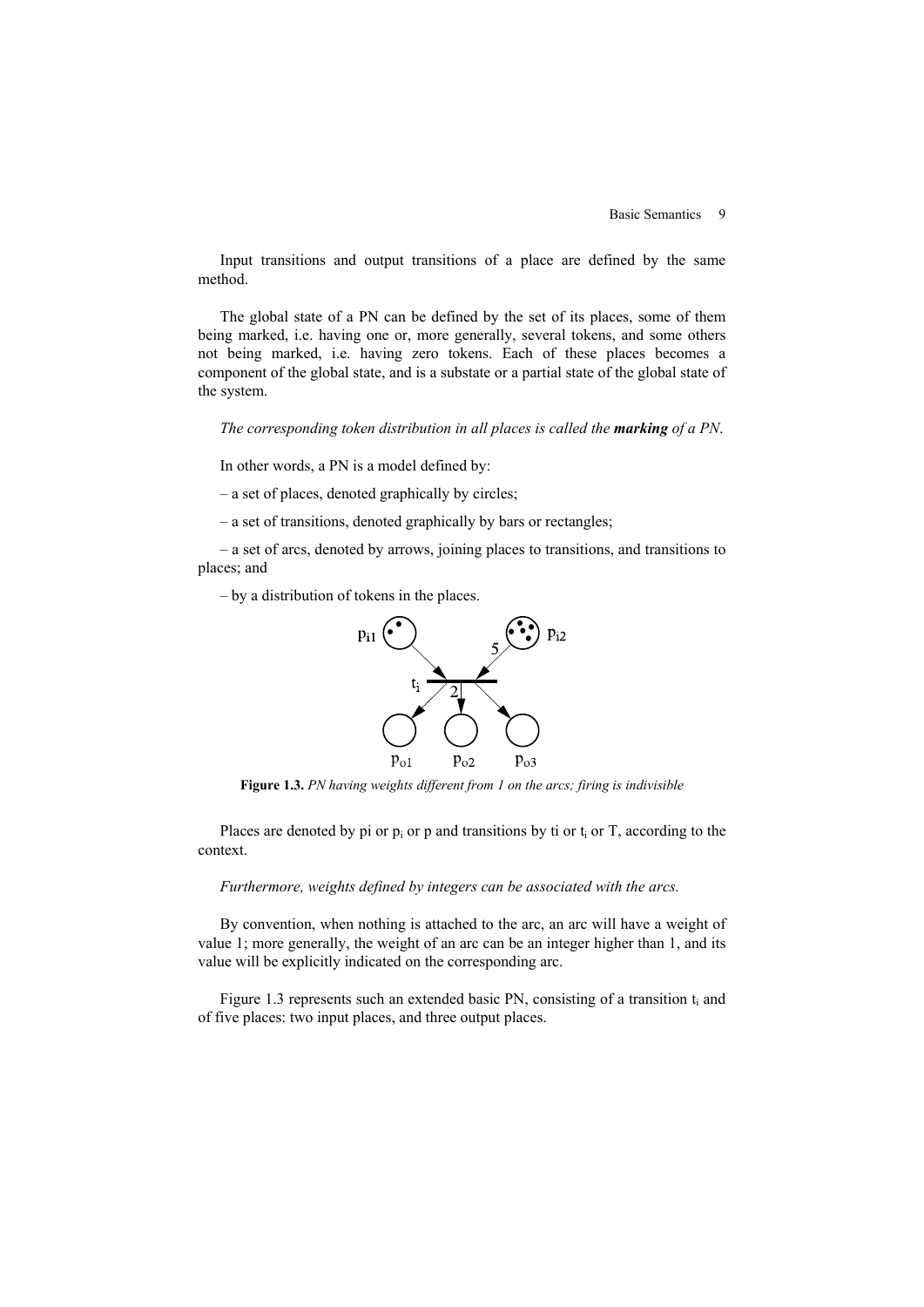Input transitions and output transitions of a place are defined by the same method.

The global state of a PN can be defined by the set of its places, some of them being marked, i.e. having one or, more generally, several tokens, and some others not being marked, i.e. having zero tokens. Each of these places becomes a component of the global state, and is a substate or a partial state of the global state of the system.

*The corresponding token distribution in all places is called the **marking** of a PN.*

In other words, a PN is a model defined by:

– a set of places, denoted graphically by circles;

– a set of transitions, denoted graphically by bars or rectangles;

– a set of arcs, denoted by arrows, joining places to transitions, and transitions to places; and

– by a distribution of tokens in the places.

**Figure 1.3.** *PN having weights different from 1 on the arcs; firing is indivisible*

Places are denoted by pi or $p_i$ or p and transitions by ti or $t_i$ or T, according to the context.

*Furthermore, weights defined by integers can be associated with the arcs.*

By convention, when nothing is attached to the arc, an arc will have a weight of value 1; more generally, the weight of an arc can be an integer higher than 1, and its value will be explicitly indicated on the corresponding arc.

Figure 1.3 represents such an extended basic PN, consisting of a transition $t_i$ and of five places: two input places, and three output places.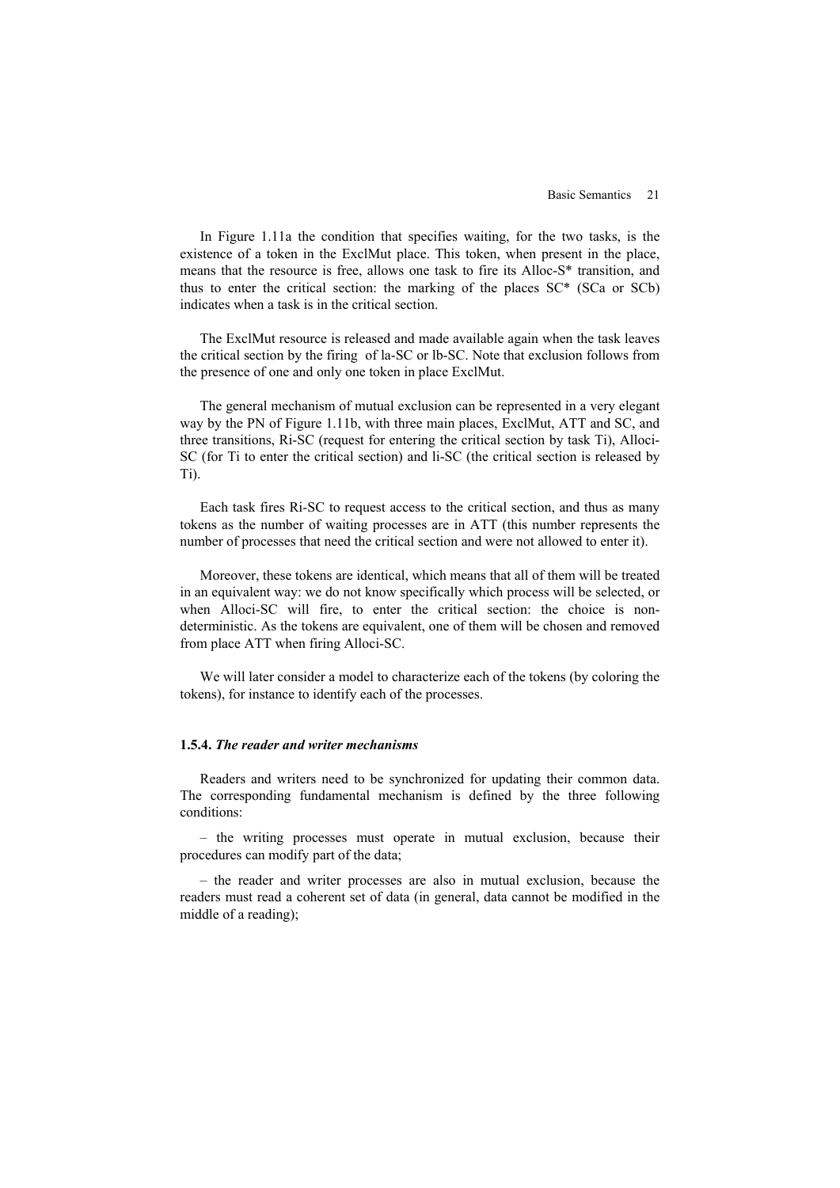In Figure 1.11a the condition that specifies waiting, for the two tasks, is the existence of a token in the ExclMut place. This token, when present in the place, means that the resource is free, allows one task to fire its Alloc-S* transition, and thus to enter the critical section: the marking of the places SC* (SCa or SCb) indicates when a task is in the critical section.

The ExclMut resource is released and made available again when the task leaves the critical section by the firing of la-SC or lb-SC. Note that exclusion follows from the presence of one and only one token in place ExclMut.

The general mechanism of mutual exclusion can be represented in a very elegant way by the PN of Figure 1.11b, with three main places, ExclMut, ATT and SC, and three transitions, Ri-SC (request for entering the critical section by task Ti), Alloci-SC (for Ti to enter the critical section) and li-SC (the critical section is released by Ti).

Each task fires Ri-SC to request access to the critical section, and thus as many tokens as the number of waiting processes are in ATT (this number represents the number of processes that need the critical section and were not allowed to enter it).

Moreover, these tokens are identical, which means that all of them will be treated in an equivalent way: we do not know specifically which process will be selected, or when Alloci-SC will fire, to enter the critical section: the choice is non-deterministic. As the tokens are equivalent, one of them will be chosen and removed from place ATT when firing Alloci-SC.

We will later consider a model to characterize each of the tokens (by coloring the tokens), for instance to identify each of the processes.

### 1.5.4. *The reader and writer mechanisms*

Readers and writers need to be synchronized for updating their common data. The corresponding fundamental mechanism is defined by the three following conditions:

– the writing processes must operate in mutual exclusion, because their procedures can modify part of the data;

– the reader and writer processes are also in mutual exclusion, because the readers must read a coherent set of data (in general, data cannot be modified in the middle of a reading);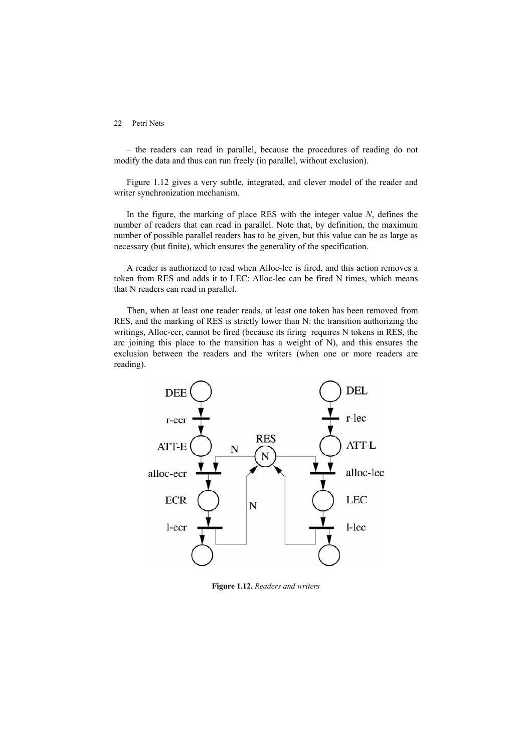– the readers can read in parallel, because the procedures of reading do not modify the data and thus can run freely (in parallel, without exclusion).

Figure 1.12 gives a very subtle, integrated, and clever model of the reader and writer synchronization mechanism.

In the figure, the marking of place RES with the integer value *N*, defines the number of readers that can read in parallel. Note that, by definition, the maximum number of possible parallel readers has to be given, but this value can be as large as necessary (but finite), which ensures the generality of the specification.

A reader is authorized to read when Alloc-lec is fired, and this action removes a token from RES and adds it to LEC: Alloc-lec can be fired N times, which means that N readers can read in parallel.

Then, when at least one reader reads, at least one token has been removed from RES, and the marking of RES is strictly lower than N: the transition authorizing the writings, Alloc-ecr, cannot be fired (because its firing requires N tokens in RES, the arc joining this place to the transition has a weight of N), and this ensures the exclusion between the readers and the writers (when one or more readers are reading).

**Figure 1.12.** *Readers and writers*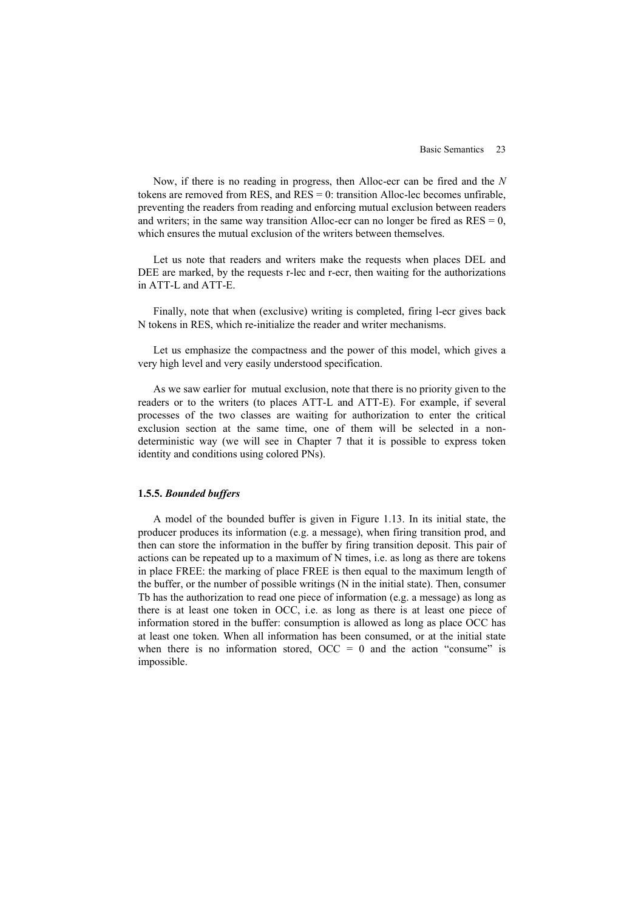Now, if there is no reading in progress, then Alloc-ecr can be fired and the *N* tokens are removed from RES, and RES = 0: transition Alloc-lec becomes unfirable, preventing the readers from reading and enforcing mutual exclusion between readers and writers; in the same way transition Alloc-ecr can no longer be fired as RES = 0, which ensures the mutual exclusion of the writers between themselves.

Let us note that readers and writers make the requests when places DEL and DEE are marked, by the requests r-lec and r-ecr, then waiting for the authorizations in ATT-L and ATT-E.

Finally, note that when (exclusive) writing is completed, firing l-ecr gives back N tokens in RES, which re-initialize the reader and writer mechanisms.

Let us emphasize the compactness and the power of this model, which gives a very high level and very easily understood specification.

As we saw earlier for mutual exclusion, note that there is no priority given to the readers or to the writers (to places ATT-L and ATT-E). For example, if several processes of the two classes are waiting for authorization to enter the critical exclusion section at the same time, one of them will be selected in a non-deterministic way (we will see in Chapter 7 that it is possible to express token identity and conditions using colored PNs).

### 1.5.5. *Bounded buffers*

A model of the bounded buffer is given in Figure 1.13. In its initial state, the producer produces its information (e.g. a message), when firing transition prod, and then can store the information in the buffer by firing transition deposit. This pair of actions can be repeated up to a maximum of N times, i.e. as long as there are tokens in place FREE: the marking of place FREE is then equal to the maximum length of the buffer, or the number of possible writings (N in the initial state). Then, consumer Tb has the authorization to read one piece of information (e.g. a message) as long as there is at least one token in OCC, i.e. as long as there is at least one piece of information stored in the buffer: consumption is allowed as long as place OCC has at least one token. When all information has been consumed, or at the initial state when there is no information stored, OCC = 0 and the action "consume" is impossible.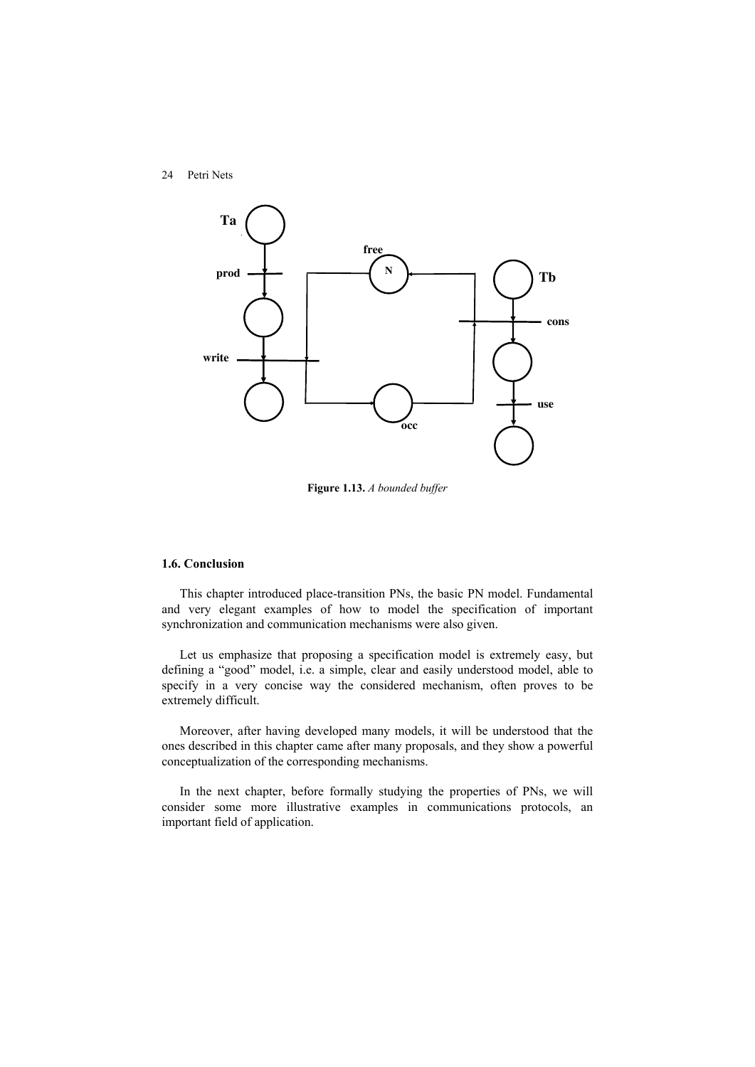Figure 1.13. *A bounded buffer*

## 1.6. Conclusion

This chapter introduced place-transition PNs, the basic PN model. Fundamental and very elegant examples of how to model the specification of important synchronization and communication mechanisms were also given.

Let us emphasize that proposing a specification model is extremely easy, but defining a "good" model, i.e. a simple, clear and easily understood model, able to specify in a very concise way the considered mechanism, often proves to be extremely difficult.

Moreover, after having developed many models, it will be understood that the ones described in this chapter came after many proposals, and they show a powerful conceptualization of the corresponding mechanisms.

In the next chapter, before formally studying the properties of PNs, we will consider some more illustrative examples in communications protocols, an important field of application.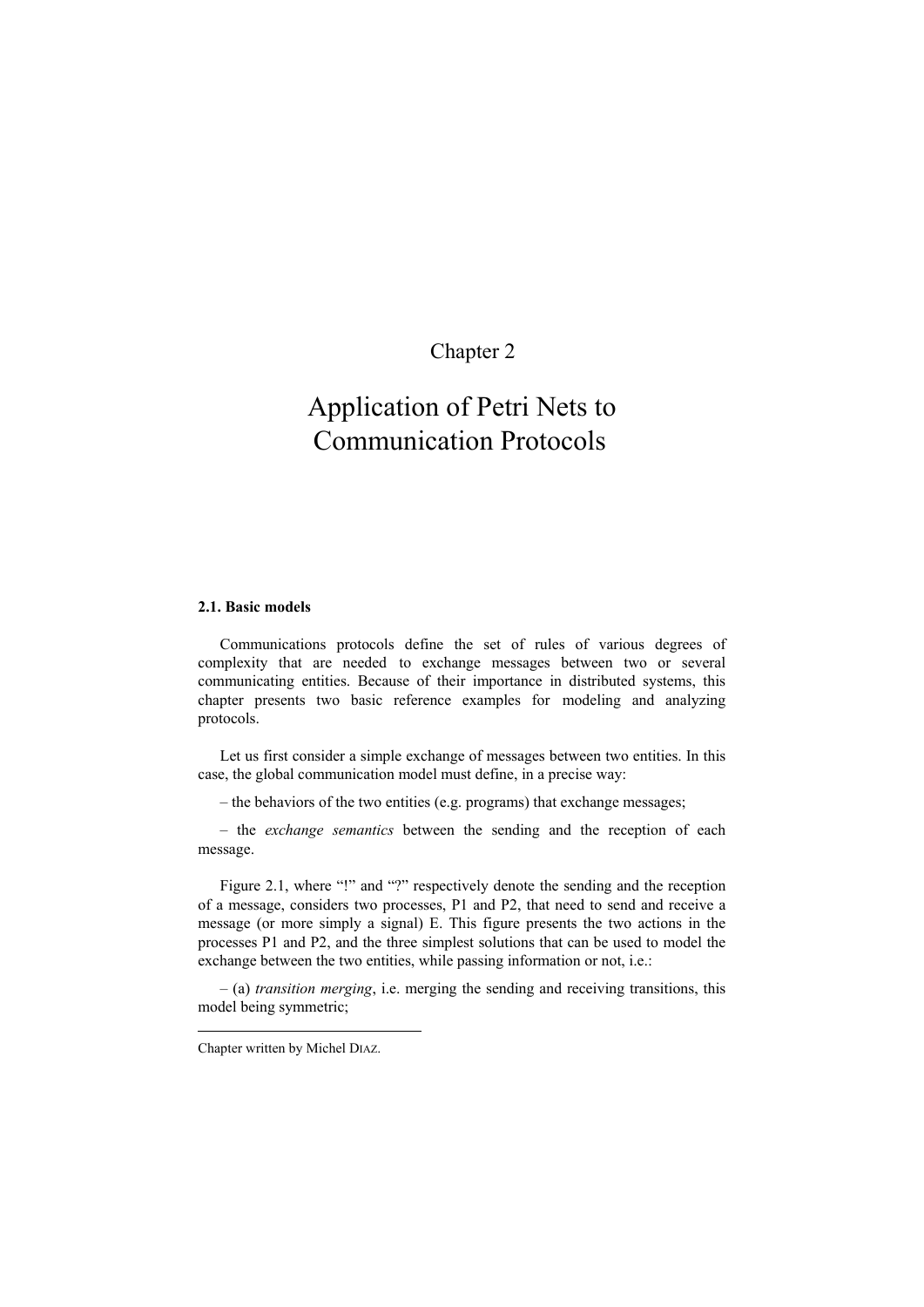Chapter 2

# Application of Petri Nets to Communication Protocols

## 2.1. Basic models

Communications protocols define the set of rules of various degrees of complexity that are needed to exchange messages between two or several communicating entities. Because of their importance in distributed systems, this chapter presents two basic reference examples for modeling and analyzing protocols.

Let us first consider a simple exchange of messages between two entities. In this case, the global communication model must define, in a precise way:

– the behaviors of the two entities (e.g. programs) that exchange messages;

– the *exchange semantics* between the sending and the reception of each message.

Figure 2.1, where "!" and "?" respectively denote the sending and the reception of a message, considers two processes, P1 and P2, that need to send and receive a message (or more simply a signal) E. This figure presents the two actions in the processes P1 and P2, and the three simplest solutions that can be used to model the exchange between the two entities, while passing information or not, i.e.:

– (a) *transition merging*, i.e. merging the sending and receiving transitions, this model being symmetric;

---

Chapter written by Michel DIAZ.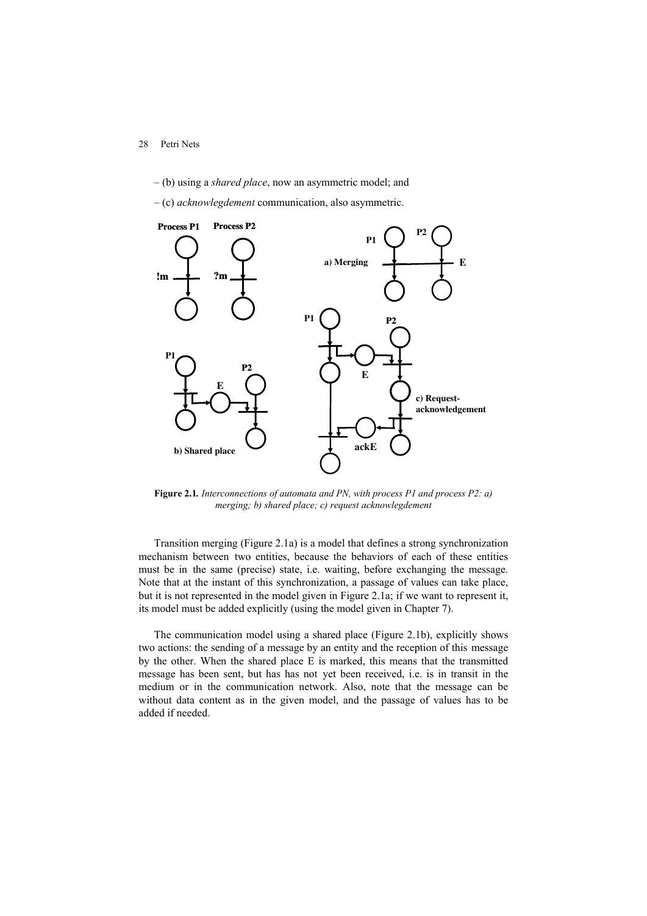– (b) using a *shared place*, now an asymmetric model; and

– (c) *acknowlegdement* communication, also asymmetric.

**Figure 2.1.** *Interconnections of automata and PN, with process P1 and process P2: a) merging; b) shared place; c) request acknowlegdement*

Transition merging (Figure 2.1a) is a model that defines a strong synchronization mechanism between two entities, because the behaviors of each of these entities must be in the same (precise) state, i.e. waiting, before exchanging the message. Note that at the instant of this synchronization, a passage of values can take place, but it is not represented in the model given in Figure 2.1a; if we want to represent it, its model must be added explicitly (using the model given in Chapter 7).

The communication model using a shared place (Figure 2.1b), explicitly shows two actions: the sending of a message by an entity and the reception of this message by the other. When the shared place E is marked, this means that the transmitted message has been sent, but has has not yet been received, i.e. is in transit in the medium or in the communication network. Also, note that the message can be without data content as in the given model, and the passage of values has to be added if needed.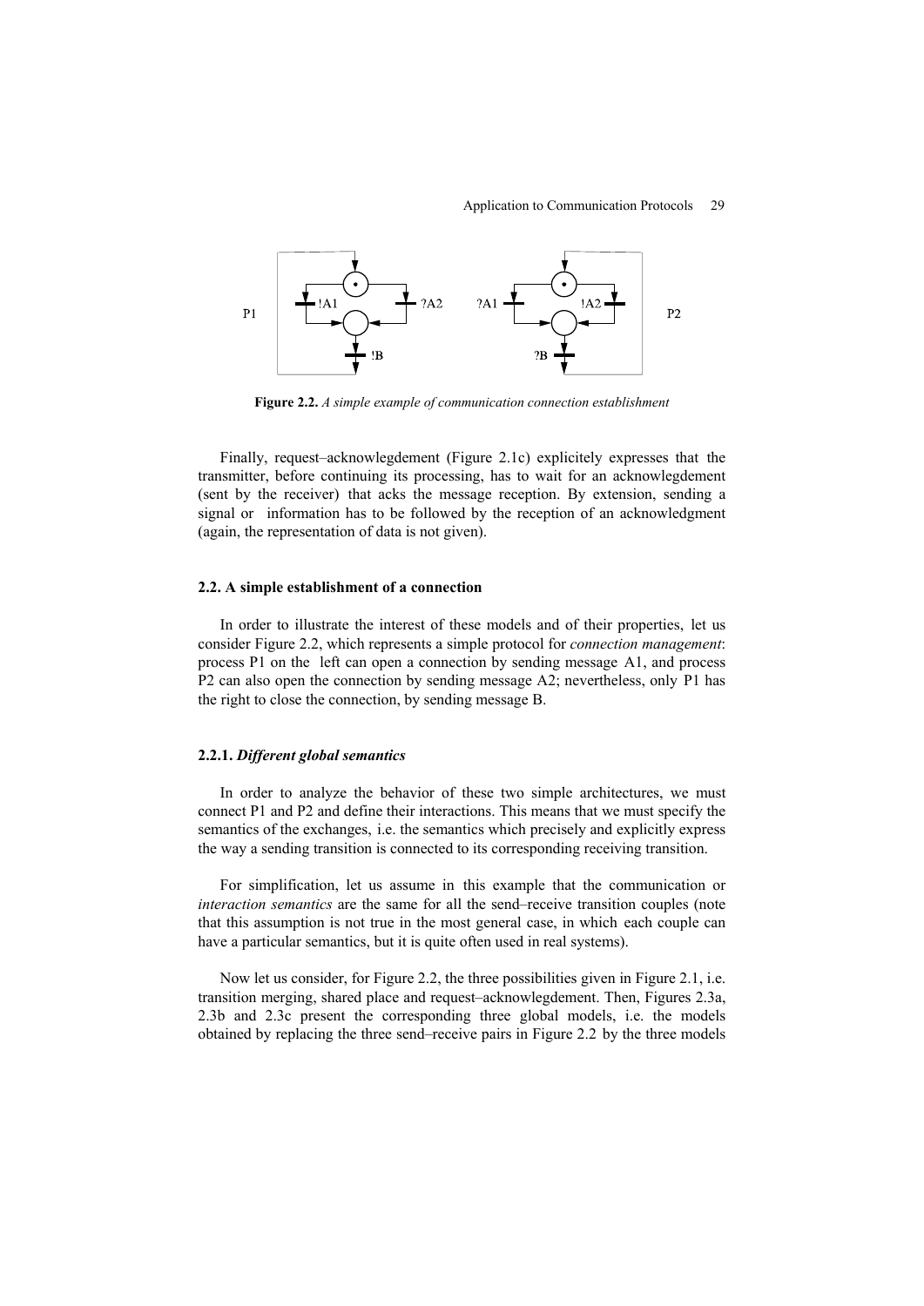**Figure 2.2.** *A simple example of communication connection establishment*

Finally, request–acknowlegdement (Figure 2.1c) explicitely expresses that the transmitter, before continuing its processing, has to wait for an acknowlegdement (sent by the receiver) that acks the message reception. By extension, sending a signal or information has to be followed by the reception of an acknowledgment (again, the representation of data is not given).

### 2.2. A simple establishment of a connection

In order to illustrate the interest of these models and of their properties, let us consider Figure 2.2, which represents a simple protocol for *connection management*: process P1 on the left can open a connection by sending message A1, and process P2 can also open the connection by sending message A2; nevertheless, only P1 has the right to close the connection, by sending message B.

#### 2.2.1. *Different global semantics*

In order to analyze the behavior of these two simple architectures, we must connect P1 and P2 and define their interactions. This means that we must specify the semantics of the exchanges, i.e. the semantics which precisely and explicitly express the way a sending transition is connected to its corresponding receiving transition.

For simplification, let us assume in this example that the communication or *interaction semantics* are the same for all the send–receive transition couples (note that this assumption is not true in the most general case, in which each couple can have a particular semantics, but it is quite often used in real systems).

Now let us consider, for Figure 2.2, the three possibilities given in Figure 2.1, i.e. transition merging, shared place and request–acknowlegdement. Then, Figures 2.3a, 2.3b and 2.3c present the corresponding three global models, i.e. the models obtained by replacing the three send–receive pairs in Figure 2.2 by the three models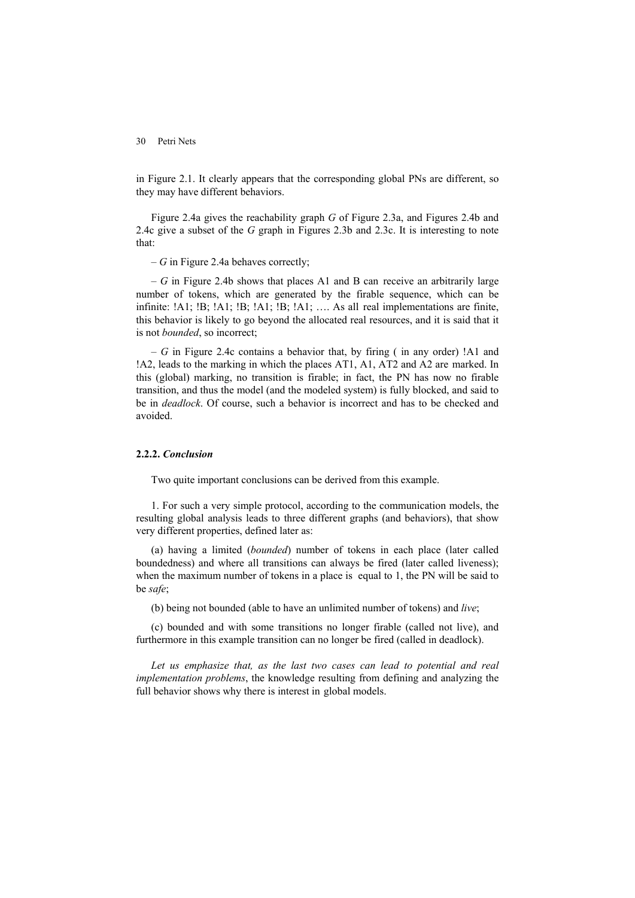in Figure 2.1. It clearly appears that the corresponding global PNs are different, so they may have different behaviors.

Figure 2.4a gives the reachability graph *G* of Figure 2.3a, and Figures 2.4b and 2.4c give a subset of the *G* graph in Figures 2.3b and 2.3c. It is interesting to note that:

– *G* in Figure 2.4a behaves correctly;

– *G* in Figure 2.4b shows that places A1 and B can receive an arbitrarily large number of tokens, which are generated by the firable sequence, which can be infinite: !A1; !B; !A1; !B; !A1; !B; !A1; …. As all real implementations are finite, this behavior is likely to go beyond the allocated real resources, and it is said that it is not *bounded*, so incorrect;

– *G* in Figure 2.4c contains a behavior that, by firing ( in any order) !A1 and !A2, leads to the marking in which the places AT1, A1, AT2 and A2 are marked. In this (global) marking, no transition is firable; in fact, the PN has now no firable transition, and thus the model (and the modeled system) is fully blocked, and said to be in *deadlock*. Of course, such a behavior is incorrect and has to be checked and avoided.

### 2.2.2. *Conclusion*

Two quite important conclusions can be derived from this example.

1. For such a very simple protocol, according to the communication models, the resulting global analysis leads to three different graphs (and behaviors), that show very different properties, defined later as:

(a) having a limited (*bounded*) number of tokens in each place (later called boundedness) and where all transitions can always be fired (later called liveness); when the maximum number of tokens in a place is equal to 1, the PN will be said to be *safe*;

(b) being not bounded (able to have an unlimited number of tokens) and *live*;

(c) bounded and with some transitions no longer firable (called not live), and furthermore in this example transition can no longer be fired (called in deadlock).

*Let us emphasize that, as the last two cases can lead to potential and real implementation problems*, the knowledge resulting from defining and analyzing the full behavior shows why there is interest in global models.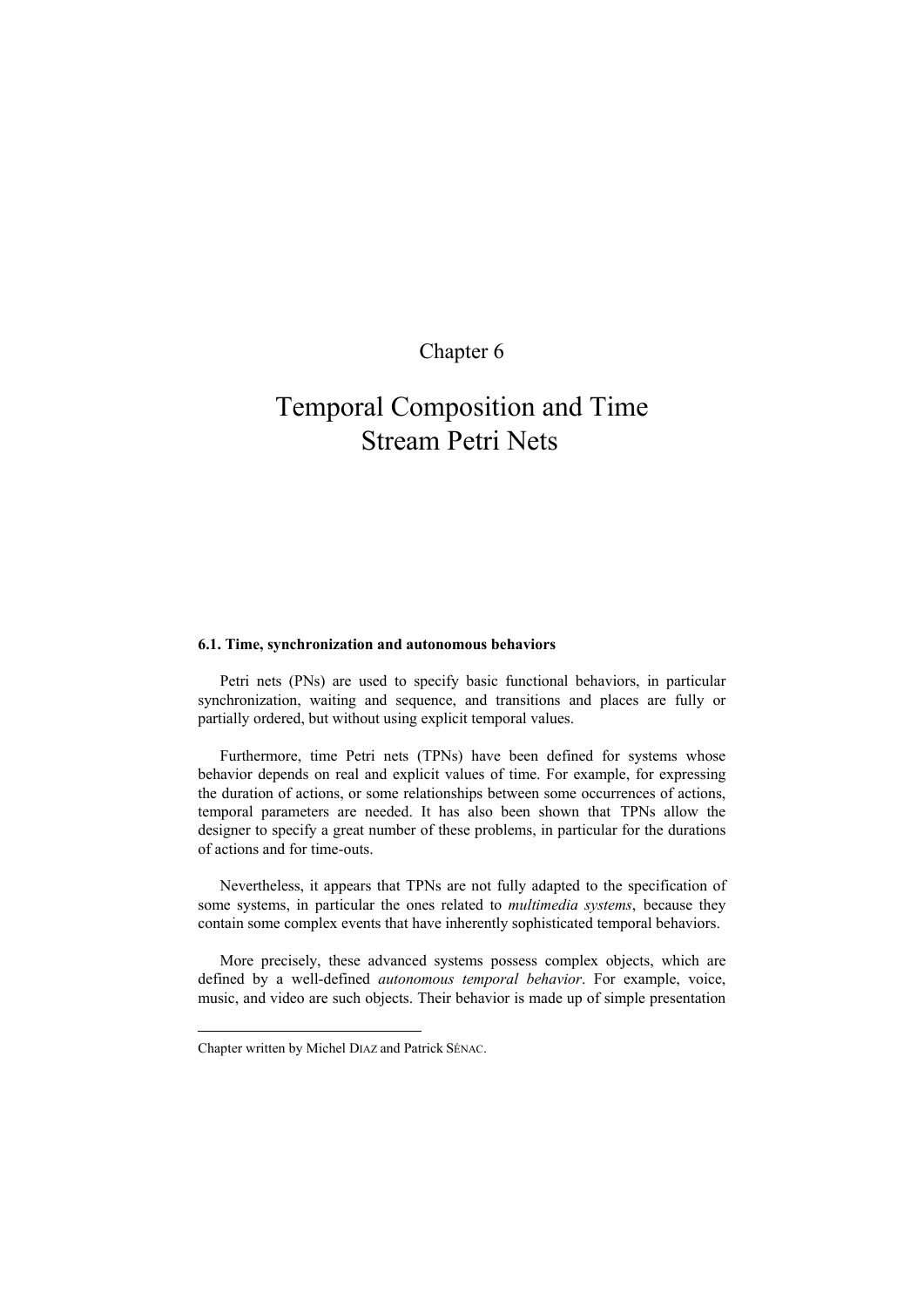# Chapter 6

# Temporal Composition and Time Stream Petri Nets

### 6.1. Time, synchronization and autonomous behaviors

Petri nets (PNs) are used to specify basic functional behaviors, in particular synchronization, waiting and sequence, and transitions and places are fully or partially ordered, but without using explicit temporal values.

Furthermore, time Petri nets (TPNs) have been defined for systems whose behavior depends on real and explicit values of time. For example, for expressing the duration of actions, or some relationships between some occurrences of actions, temporal parameters are needed. It has also been shown that TPNs allow the designer to specify a great number of these problems, in particular for the durations of actions and for time-outs.

Nevertheless, it appears that TPNs are not fully adapted to the specification of some systems, in particular the ones related to *multimedia systems*, because they contain some complex events that have inherently sophisticated temporal behaviors.

More precisely, these advanced systems possess complex objects, which are defined by a well-defined *autonomous temporal behavior*. For example, voice, music, and video are such objects. Their behavior is made up of simple presentation

---

Chapter written by Michel DIAZ and Patrick SÉNAC.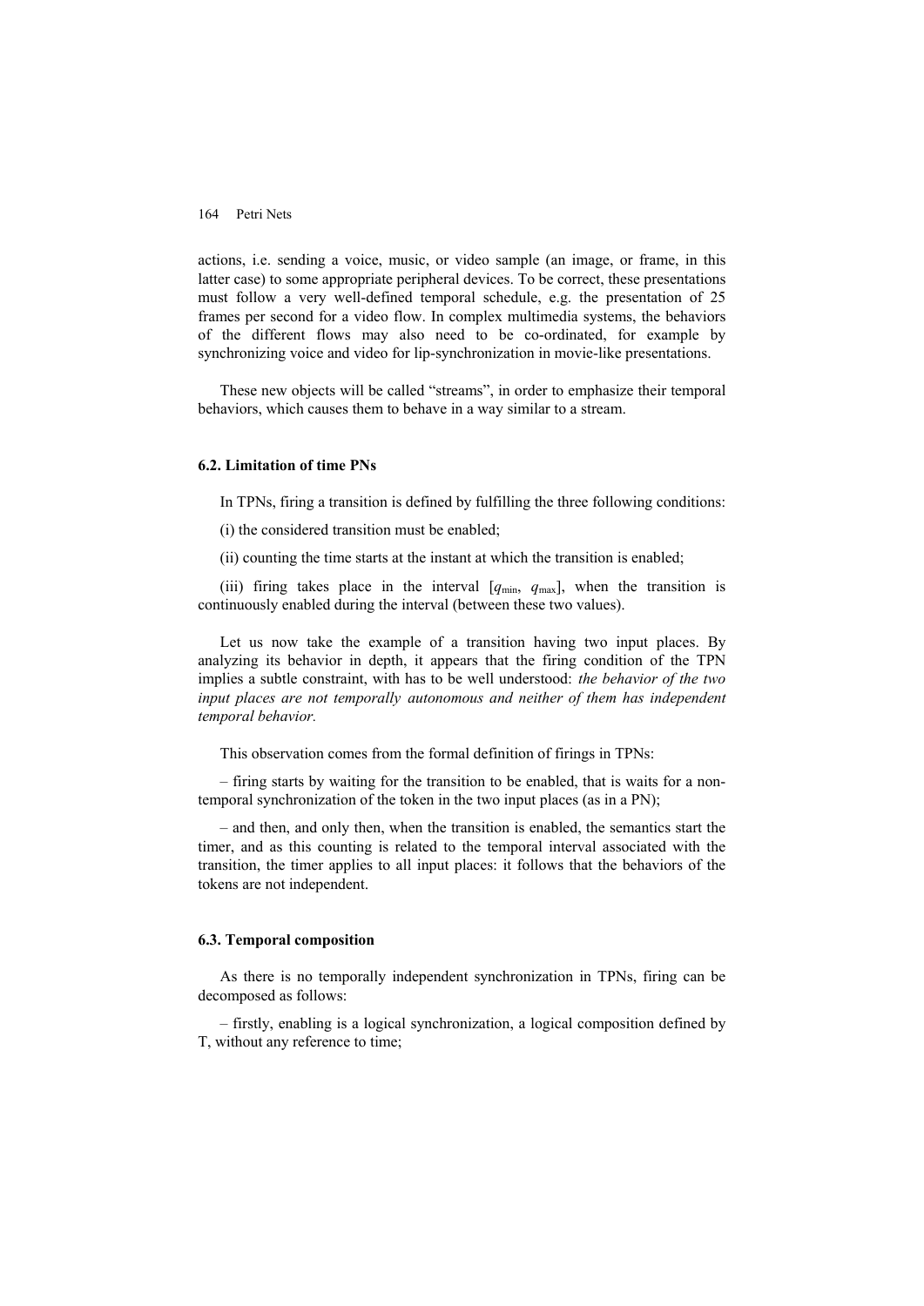actions, i.e. sending a voice, music, or video sample (an image, or frame, in this latter case) to some appropriate peripheral devices. To be correct, these presentations must follow a very well-defined temporal schedule, e.g. the presentation of 25 frames per second for a video flow. In complex multimedia systems, the behaviors of the different flows may also need to be co-ordinated, for example by synchronizing voice and video for lip-synchronization in movie-like presentations.

These new objects will be called "streams", in order to emphasize their temporal behaviors, which causes them to behave in a way similar to a stream.

### 6.2. Limitation of time PNs

In TPNs, firing a transition is defined by fulfilling the three following conditions:

(i) the considered transition must be enabled;

(ii) counting the time starts at the instant at which the transition is enabled;

(iii) firing takes place in the interval $[q_{\min}, q_{\max}]$, when the transition is continuously enabled during the interval (between these two values).

Let us now take the example of a transition having two input places. By analyzing its behavior in depth, it appears that the firing condition of the TPN implies a subtle constraint, with has to be well understood: *the behavior of the two input places are not temporally autonomous and neither of them has independent temporal behavior.*

This observation comes from the formal definition of firings in TPNs:

– firing starts by waiting for the transition to be enabled, that is waits for a non-temporal synchronization of the token in the two input places (as in a PN);

– and then, and only then, when the transition is enabled, the semantics start the timer, and as this counting is related to the temporal interval associated with the transition, the timer applies to all input places: it follows that the behaviors of the tokens are not independent.

### 6.3. Temporal composition

As there is no temporally independent synchronization in TPNs, firing can be decomposed as follows:

– firstly, enabling is a logical synchronization, a logical composition defined by T, without any reference to time;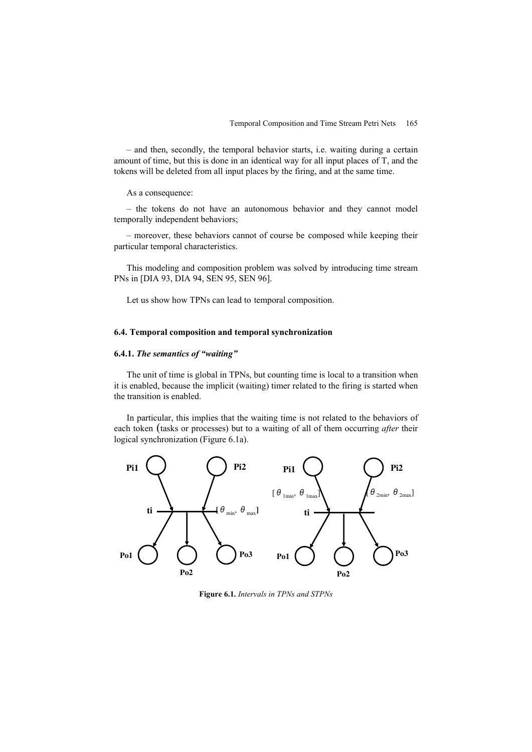– and then, secondly, the temporal behavior starts, i.e. waiting during a certain amount of time, but this is done in an identical way for all input places of T, and the tokens will be deleted from all input places by the firing, and at the same time.

As a consequence:

– the tokens do not have an autonomous behavior and they cannot model temporally independent behaviors;

– moreover, these behaviors cannot of course be composed while keeping their particular temporal characteristics.

This modeling and composition problem was solved by introducing time stream PNs in [DIA 93, DIA 94, SEN 95, SEN 96].

Let us show how TPNs can lead to temporal composition.

### 6.4. Temporal composition and temporal synchronization

#### 6.4.1. *The semantics of "waiting"*

The unit of time is global in TPNs, but counting time is local to a transition when it is enabled, because the implicit (waiting) timer related to the firing is started when the transition is enabled.

In particular, this implies that the waiting time is not related to the behaviors of each token (tasks or processes) but to a waiting of all of them occurring *after* their logical synchronization (Figure 6.1a).

**Figure 6.1.** *Intervals in TPNs and STPNs*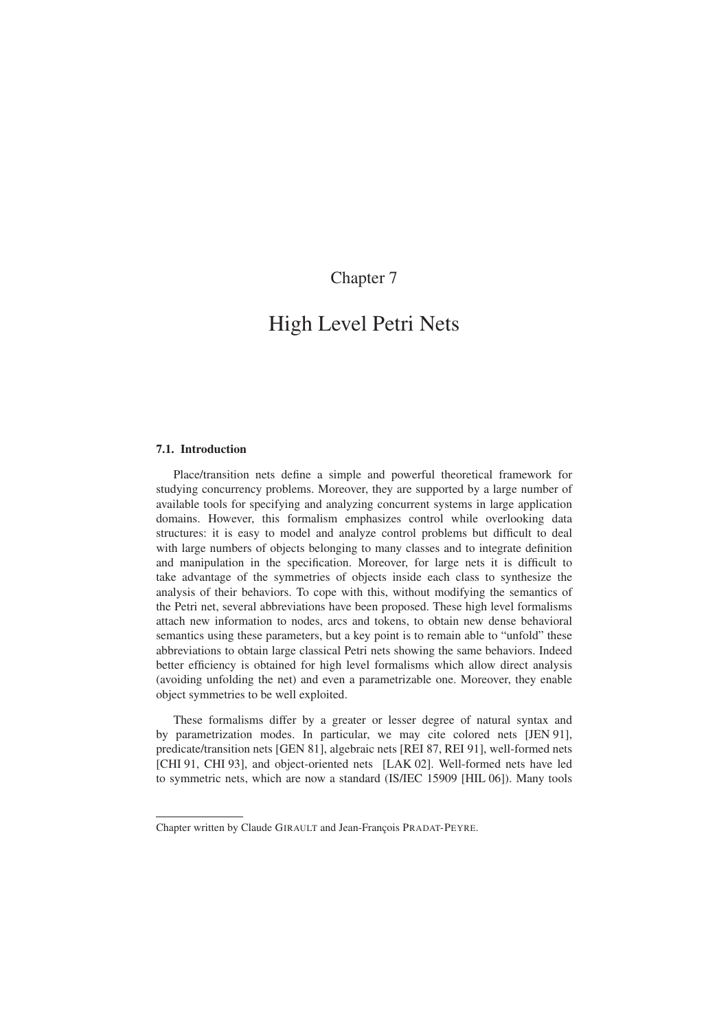# Chapter 7

# High Level Petri Nets

### 7.1. Introduction

Place/transition nets define a simple and powerful theoretical framework for studying concurrency problems. Moreover, they are supported by a large number of available tools for specifying and analyzing concurrent systems in large application domains. However, this formalism emphasizes control while overlooking data structures: it is easy to model and analyze control problems but difficult to deal with large numbers of objects belonging to many classes and to integrate definition and manipulation in the specification. Moreover, for large nets it is difficult to take advantage of the symmetries of objects inside each class to synthesize the analysis of their behaviors. To cope with this, without modifying the semantics of the Petri net, several abbreviations have been proposed. These high level formalisms attach new information to nodes, arcs and tokens, to obtain new dense behavioral semantics using these parameters, but a key point is to remain able to "unfold" these abbreviations to obtain large classical Petri nets showing the same behaviors. Indeed better efficiency is obtained for high level formalisms which allow direct analysis (avoiding unfolding the net) and even a parametrizable one. Moreover, they enable object symmetries to be well exploited.

These formalisms differ by a greater or lesser degree of natural syntax and by parametrization modes. In particular, we may cite colored nets [JEN 91], predicate/transition nets [GEN 81], algebraic nets [REI 87, REI 91], well-formed nets [CHI 91, CHI 93], and object-oriented nets [LAK 02]. Well-formed nets have led to symmetric nets, which are now a standard (IS/IEC 15909 [HIL 06]). Many tools

---

Chapter written by Claude GIRAULT and Jean-François PRADAT-PEYRE.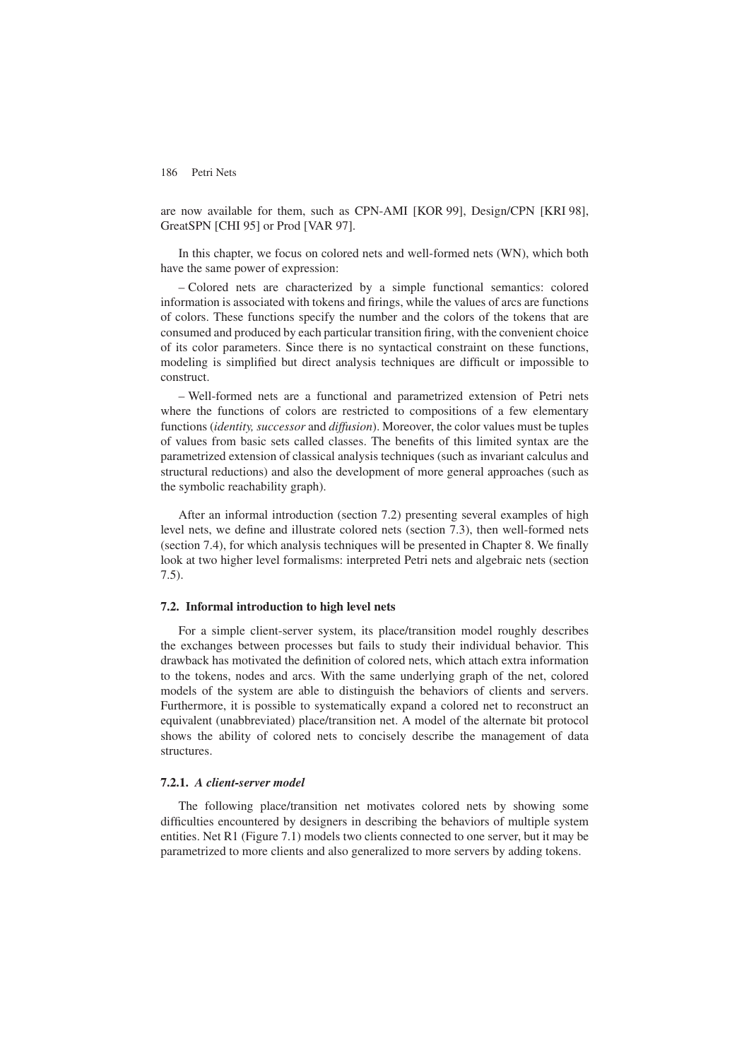are now available for them, such as CPN-AMI [KOR 99], Design/CPN [KRI 98], GreatSPN [CHI 95] or Prod [VAR 97].

In this chapter, we focus on colored nets and well-formed nets (WN), which both have the same power of expression:

– Colored nets are characterized by a simple functional semantics: colored information is associated with tokens and firings, while the values of arcs are functions of colors. These functions specify the number and the colors of the tokens that are consumed and produced by each particular transition firing, with the convenient choice of its color parameters. Since there is no syntactical constraint on these functions, modeling is simplified but direct analysis techniques are difficult or impossible to construct.

– Well-formed nets are a functional and parametrized extension of Petri nets where the functions of colors are restricted to compositions of a few elementary functions (*identity, successor* and *diffusion*). Moreover, the color values must be tuples of values from basic sets called classes. The benefits of this limited syntax are the parametrized extension of classical analysis techniques (such as invariant calculus and structural reductions) and also the development of more general approaches (such as the symbolic reachability graph).

After an informal introduction (section 7.2) presenting several examples of high level nets, we define and illustrate colored nets (section 7.3), then well-formed nets (section 7.4), for which analysis techniques will be presented in Chapter 8. We finally look at two higher level formalisms: interpreted Petri nets and algebraic nets (section 7.5).

### 7.2. Informal introduction to high level nets

For a simple client-server system, its place/transition model roughly describes the exchanges between processes but fails to study their individual behavior. This drawback has motivated the definition of colored nets, which attach extra information to the tokens, nodes and arcs. With the same underlying graph of the net, colored models of the system are able to distinguish the behaviors of clients and servers. Furthermore, it is possible to systematically expand a colored net to reconstruct an equivalent (unabbreviated) place/transition net. A model of the alternate bit protocol shows the ability of colored nets to concisely describe the management of data structures.

#### 7.2.1. *A client-server model*

The following place/transition net motivates colored nets by showing some difficulties encountered by designers in describing the behaviors of multiple system entities. Net R1 (Figure 7.1) models two clients connected to one server, but it may be parametrized to more clients and also generalized to more servers by adding tokens.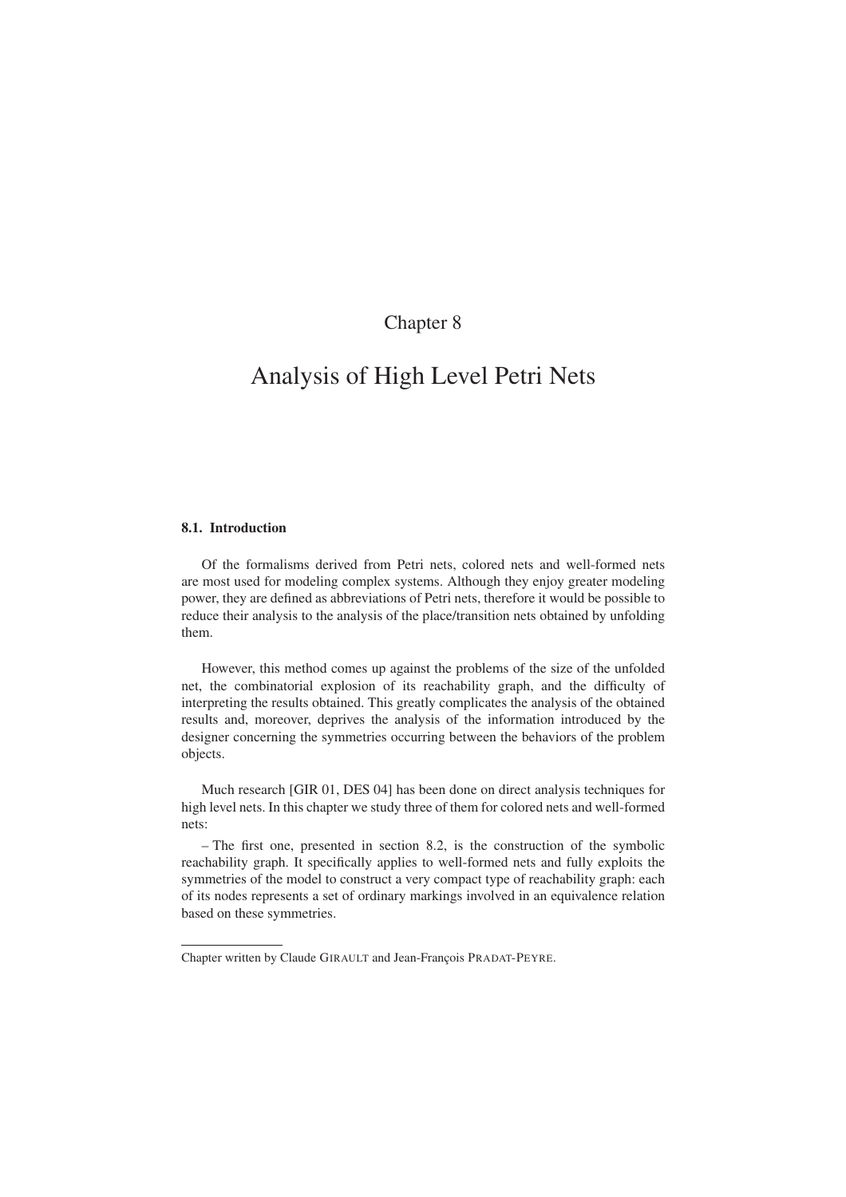# Chapter 8

# Analysis of High Level Petri Nets

## 8.1. Introduction

Of the formalisms derived from Petri nets, colored nets and well-formed nets are most used for modeling complex systems. Although they enjoy greater modeling power, they are defined as abbreviations of Petri nets, therefore it would be possible to reduce their analysis to the analysis of the place/transition nets obtained by unfolding them.

However, this method comes up against the problems of the size of the unfolded net, the combinatorial explosion of its reachability graph, and the difficulty of interpreting the results obtained. This greatly complicates the analysis of the obtained results and, moreover, deprives the analysis of the information introduced by the designer concerning the symmetries occurring between the behaviors of the problem objects.

Much research [GIR 01, DES 04] has been done on direct analysis techniques for high level nets. In this chapter we study three of them for colored nets and well-formed nets:

– The first one, presented in section 8.2, is the construction of the symbolic reachability graph. It specifically applies to well-formed nets and fully exploits the symmetries of the model to construct a very compact type of reachability graph: each of its nodes represents a set of ordinary markings involved in an equivalence relation based on these symmetries.

Chapter written by Claude GIRAULT and Jean-François PRADAT-PEYRE.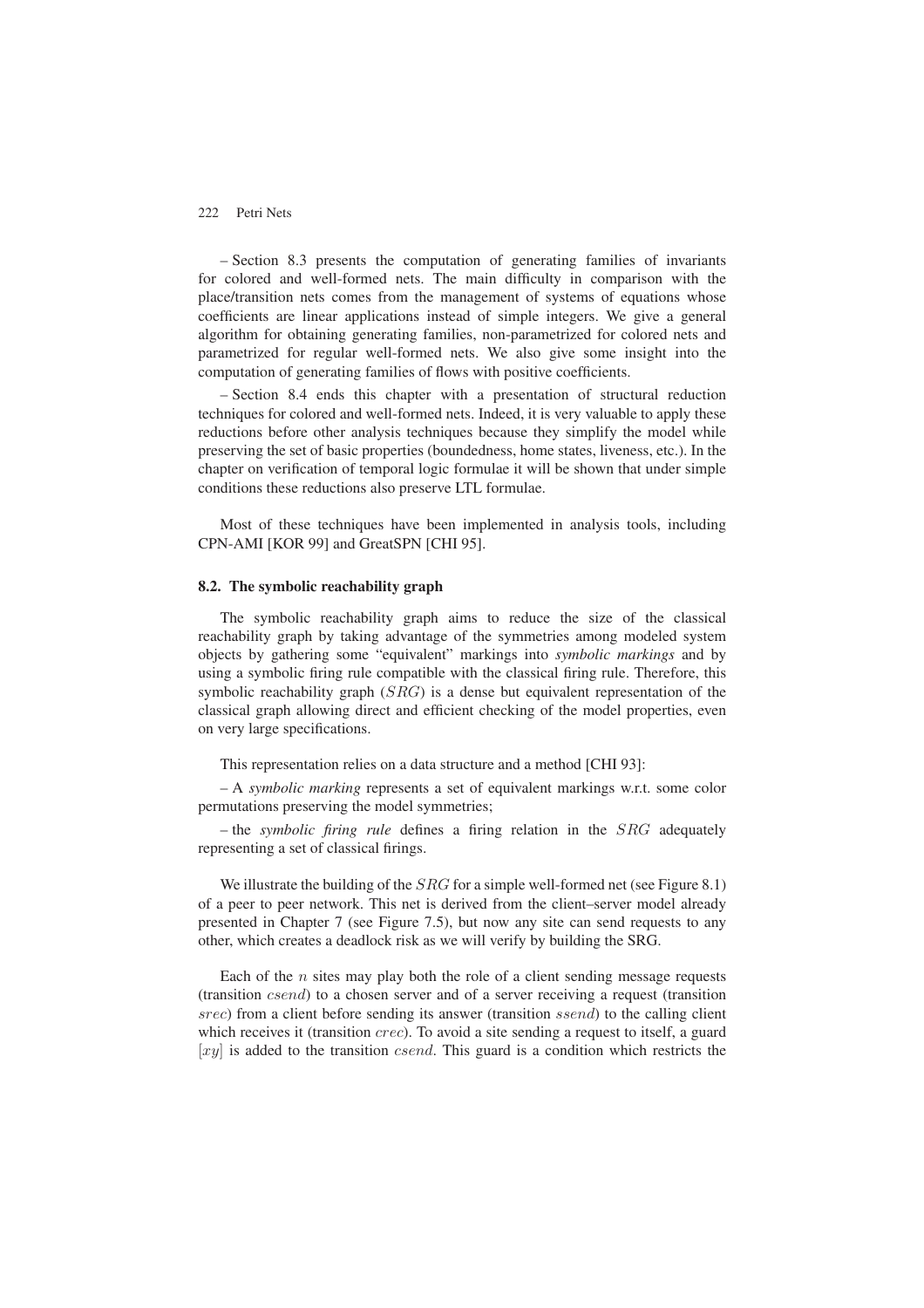– Section 8.3 presents the computation of generating families of invariants for colored and well-formed nets. The main difficulty in comparison with the place/transition nets comes from the management of systems of equations whose coefficients are linear applications instead of simple integers. We give a general algorithm for obtaining generating families, non-parametrized for colored nets and parametrized for regular well-formed nets. We also give some insight into the computation of generating families of flows with positive coefficients.

– Section 8.4 ends this chapter with a presentation of structural reduction techniques for colored and well-formed nets. Indeed, it is very valuable to apply these reductions before other analysis techniques because they simplify the model while preserving the set of basic properties (boundedness, home states, liveness, etc.). In the chapter on verification of temporal logic formulae it will be shown that under simple conditions these reductions also preserve LTL formulae.

Most of these techniques have been implemented in analysis tools, including CPN-AMI [KOR 99] and GreatSPN [CHI 95].

## 8.2. The symbolic reachability graph

The symbolic reachability graph aims to reduce the size of the classical reachability graph by taking advantage of the symmetries among modeled system objects by gathering some "equivalent" markings into *symbolic markings* and by using a symbolic firing rule compatible with the classical firing rule. Therefore, this symbolic reachability graph ($SRG$) is a dense but equivalent representation of the classical graph allowing direct and efficient checking of the model properties, even on very large specifications.

This representation relies on a data structure and a method [CHI 93]:

– A *symbolic marking* represents a set of equivalent markings w.r.t. some color permutations preserving the model symmetries;

– the *symbolic firing rule* defines a firing relation in the $SRG$ adequately representing a set of classical firings.

We illustrate the building of the $SRG$ for a simple well-formed net (see Figure 8.1) of a peer to peer network. This net is derived from the client–server model already presented in Chapter 7 (see Figure 7.5), but now any site can send requests to any other, which creates a deadlock risk as we will verify by building the SRG.

Each of the $n$ sites may play both the role of a client sending message requests (transition $csend$) to a chosen server and of a server receiving a request (transition $srec$) from a client before sending its answer (transition $ssend$) to the calling client which receives it (transition $crec$). To avoid a site sending a request to itself, a guard $[xy]$ is added to the transition $csend$. This guard is a condition which restricts the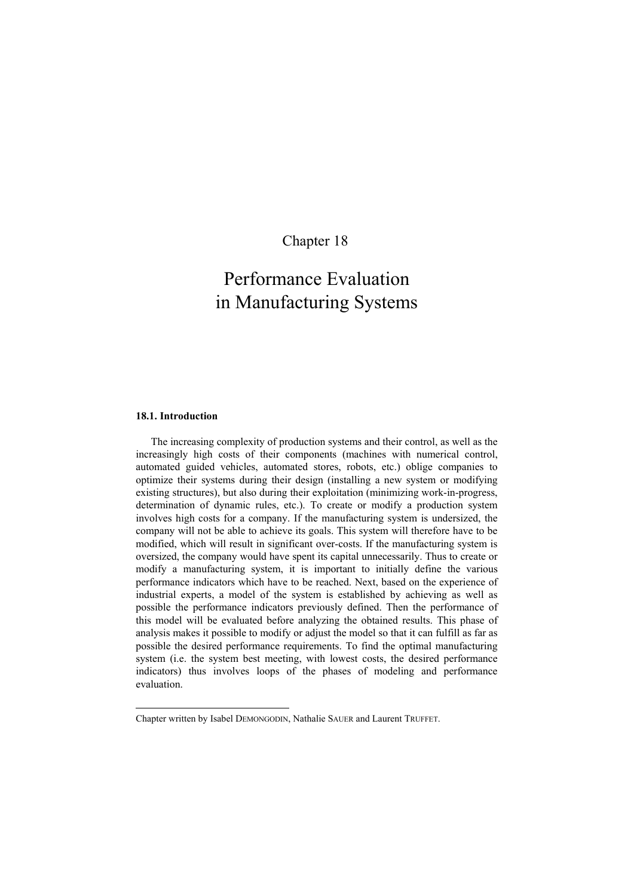# Chapter 18

# Performance Evaluation in Manufacturing Systems

### 18.1. Introduction

The increasing complexity of production systems and their control, as well as the increasingly high costs of their components (machines with numerical control, automated guided vehicles, automated stores, robots, etc.) oblige companies to optimize their systems during their design (installing a new system or modifying existing structures), but also during their exploitation (minimizing work-in-progress, determination of dynamic rules, etc.). To create or modify a production system involves high costs for a company. If the manufacturing system is undersized, the company will not be able to achieve its goals. This system will therefore have to be modified, which will result in significant over-costs. If the manufacturing system is oversized, the company would have spent its capital unnecessarily. Thus to create or modify a manufacturing system, it is important to initially define the various performance indicators which have to be reached. Next, based on the experience of industrial experts, a model of the system is established by achieving as well as possible the performance indicators previously defined. Then the performance of this model will be evaluated before analyzing the obtained results. This phase of analysis makes it possible to modify or adjust the model so that it can fulfill as far as possible the desired performance requirements. To find the optimal manufacturing system (i.e. the system best meeting, with lowest costs, the desired performance indicators) thus involves loops of the phases of modeling and performance evaluation.

---

Chapter written by Isabel DEMONGODIN, Nathalie SAUER and Laurent TRUFFET.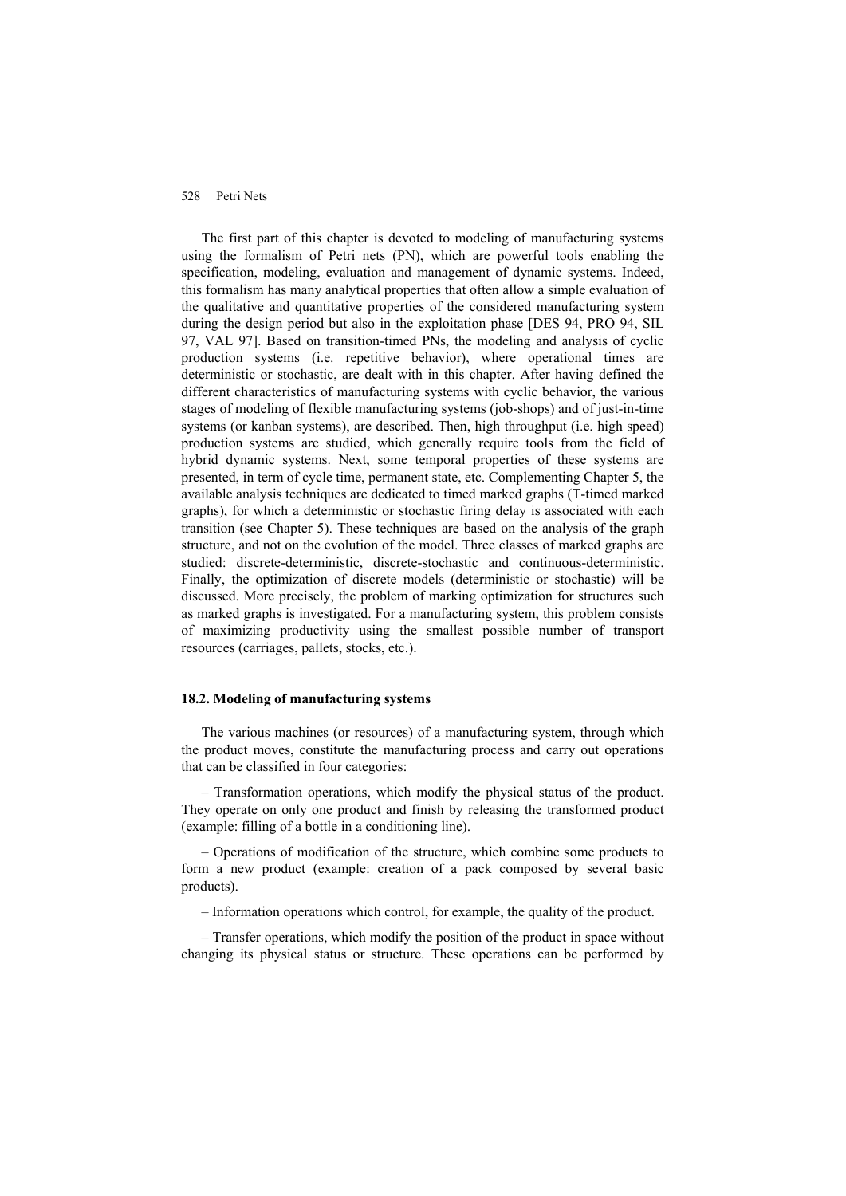The first part of this chapter is devoted to modeling of manufacturing systems using the formalism of Petri nets (PN), which are powerful tools enabling the specification, modeling, evaluation and management of dynamic systems. Indeed, this formalism has many analytical properties that often allow a simple evaluation of the qualitative and quantitative properties of the considered manufacturing system during the design period but also in the exploitation phase [DES 94, PRO 94, SIL 97, VAL 97]. Based on transition-timed PNs, the modeling and analysis of cyclic production systems (i.e. repetitive behavior), where operational times are deterministic or stochastic, are dealt with in this chapter. After having defined the different characteristics of manufacturing systems with cyclic behavior, the various stages of modeling of flexible manufacturing systems (job-shops) and of just-in-time systems (or kanban systems), are described. Then, high throughput (i.e. high speed) production systems are studied, which generally require tools from the field of hybrid dynamic systems. Next, some temporal properties of these systems are presented, in term of cycle time, permanent state, etc. Complementing Chapter 5, the available analysis techniques are dedicated to timed marked graphs (T-timed marked graphs), for which a deterministic or stochastic firing delay is associated with each transition (see Chapter 5). These techniques are based on the analysis of the graph structure, and not on the evolution of the model. Three classes of marked graphs are studied: discrete-deterministic, discrete-stochastic and continuous-deterministic. Finally, the optimization of discrete models (deterministic or stochastic) will be discussed. More precisely, the problem of marking optimization for structures such as marked graphs is investigated. For a manufacturing system, this problem consists of maximizing productivity using the smallest possible number of transport resources (carriages, pallets, stocks, etc.).

### 18.2. Modeling of manufacturing systems

The various machines (or resources) of a manufacturing system, through which the product moves, constitute the manufacturing process and carry out operations that can be classified in four categories:

– Transformation operations, which modify the physical status of the product. They operate on only one product and finish by releasing the transformed product (example: filling of a bottle in a conditioning line).

– Operations of modification of the structure, which combine some products to form a new product (example: creation of a pack composed by several basic products).

– Information operations which control, for example, the quality of the product.

– Transfer operations, which modify the position of the product in space without changing its physical status or structure. These operations can be performed by